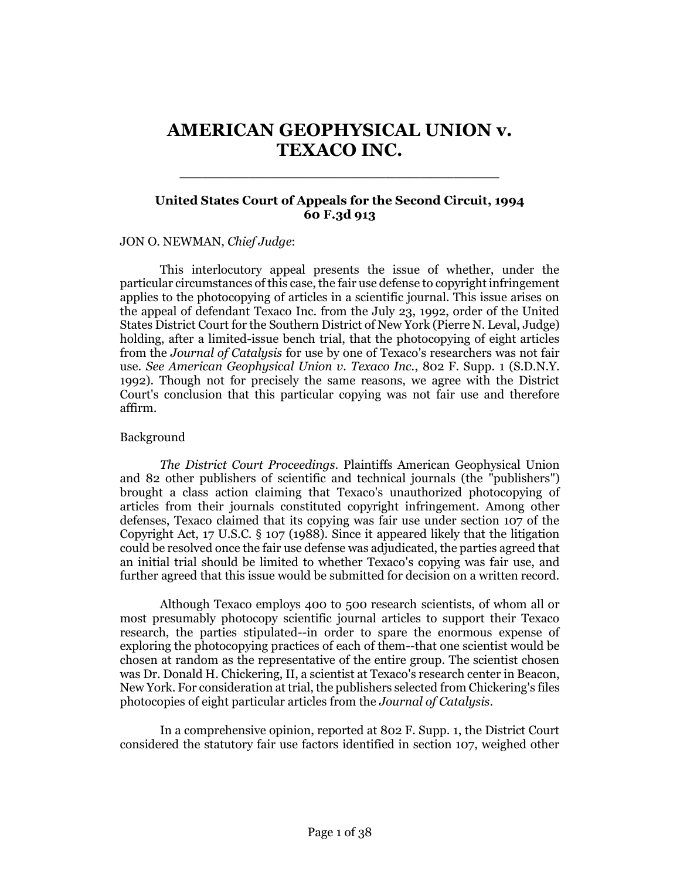# AMERICAN GEOPHYSICAL UNION v. TEXACO INC.

---

**United States Court of Appeals for the Second Circuit, 1994**
**60 F.3d 913**

JON O. NEWMAN, *Chief Judge*:

This interlocutory appeal presents the issue of whether, under the particular circumstances of this case, the fair use defense to copyright infringement applies to the photocopying of articles in a scientific journal. This issue arises on the appeal of defendant Texaco Inc. from the July 23, 1992, order of the United States District Court for the Southern District of New York (Pierre N. Leval, Judge) holding, after a limited-issue bench trial, that the photocopying of eight articles from the *Journal of Catalysis* for use by one of Texaco's researchers was not fair use. *See American Geophysical Union v. Texaco Inc.*, 802 F. Supp. 1 (S.D.N.Y. 1992). Though not for precisely the same reasons, we agree with the District Court's conclusion that this particular copying was not fair use and therefore affirm.

Background

*The District Court Proceedings*. Plaintiffs American Geophysical Union and 82 other publishers of scientific and technical journals (the "publishers") brought a class action claiming that Texaco's unauthorized photocopying of articles from their journals constituted copyright infringement. Among other defenses, Texaco claimed that its copying was fair use under section 107 of the Copyright Act, 17 U.S.C. § 107 (1988). Since it appeared likely that the litigation could be resolved once the fair use defense was adjudicated, the parties agreed that an initial trial should be limited to whether Texaco's copying was fair use, and further agreed that this issue would be submitted for decision on a written record.

Although Texaco employs 400 to 500 research scientists, of whom all or most presumably photocopy scientific journal articles to support their Texaco research, the parties stipulated--in order to spare the enormous expense of exploring the photocopying practices of each of them--that one scientist would be chosen at random as the representative of the entire group. The scientist chosen was Dr. Donald H. Chickering, II, a scientist at Texaco's research center in Beacon, New York. For consideration at trial, the publishers selected from Chickering's files photocopies of eight particular articles from the *Journal of Catalysis*.

In a comprehensive opinion, reported at 802 F. Supp. 1, the District Court considered the statutory fair use factors identified in section 107, weighed other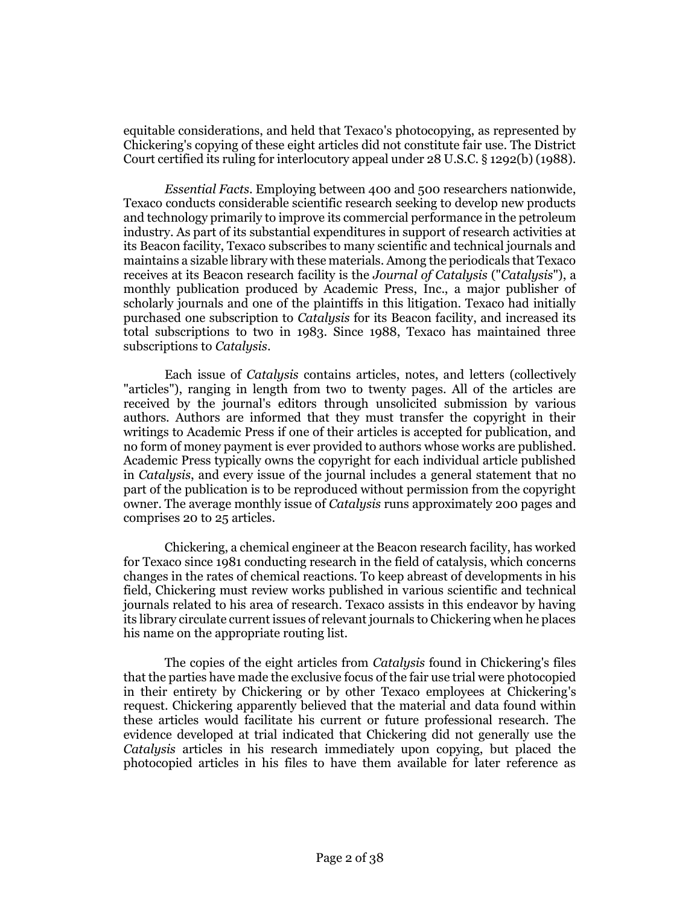equitable considerations, and held that Texaco's photocopying, as represented by Chickering's copying of these eight articles did not constitute fair use. The District Court certified its ruling for interlocutory appeal under 28 U.S.C. § 1292(b) (1988).

*Essential Facts*. Employing between 400 and 500 researchers nationwide, Texaco conducts considerable scientific research seeking to develop new products and technology primarily to improve its commercial performance in the petroleum industry. As part of its substantial expenditures in support of research activities at its Beacon facility, Texaco subscribes to many scientific and technical journals and maintains a sizable library with these materials. Among the periodicals that Texaco receives at its Beacon research facility is the *Journal of Catalysis* ("*Catalysis*"), a monthly publication produced by Academic Press, Inc., a major publisher of scholarly journals and one of the plaintiffs in this litigation. Texaco had initially purchased one subscription to *Catalysis* for its Beacon facility, and increased its total subscriptions to two in 1983. Since 1988, Texaco has maintained three subscriptions to *Catalysis*.

Each issue of *Catalysis* contains articles, notes, and letters (collectively "articles"), ranging in length from two to twenty pages. All of the articles are received by the journal's editors through unsolicited submission by various authors. Authors are informed that they must transfer the copyright in their writings to Academic Press if one of their articles is accepted for publication, and no form of money payment is ever provided to authors whose works are published. Academic Press typically owns the copyright for each individual article published in *Catalysis*, and every issue of the journal includes a general statement that no part of the publication is to be reproduced without permission from the copyright owner. The average monthly issue of *Catalysis* runs approximately 200 pages and comprises 20 to 25 articles.

Chickering, a chemical engineer at the Beacon research facility, has worked for Texaco since 1981 conducting research in the field of catalysis, which concerns changes in the rates of chemical reactions. To keep abreast of developments in his field, Chickering must review works published in various scientific and technical journals related to his area of research. Texaco assists in this endeavor by having its library circulate current issues of relevant journals to Chickering when he places his name on the appropriate routing list.

The copies of the eight articles from *Catalysis* found in Chickering's files that the parties have made the exclusive focus of the fair use trial were photocopied in their entirety by Chickering or by other Texaco employees at Chickering's request. Chickering apparently believed that the material and data found within these articles would facilitate his current or future professional research. The evidence developed at trial indicated that Chickering did not generally use the *Catalysis* articles in his research immediately upon copying, but placed the photocopied articles in his files to have them available for later reference as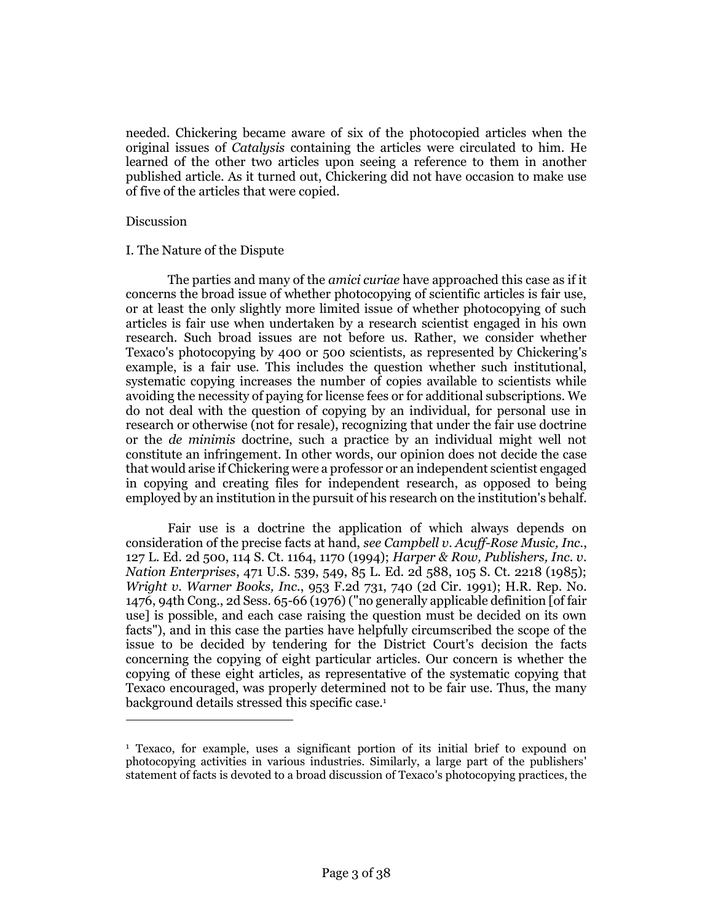needed. Chickering became aware of six of the photocopied articles when the original issues of *Catalysis* containing the articles were circulated to him. He learned of the other two articles upon seeing a reference to them in another published article. As it turned out, Chickering did not have occasion to make use of five of the articles that were copied.

Discussion

I. The Nature of the Dispute

The parties and many of the *amici curiae* have approached this case as if it concerns the broad issue of whether photocopying of scientific articles is fair use, or at least the only slightly more limited issue of whether photocopying of such articles is fair use when undertaken by a research scientist engaged in his own research. Such broad issues are not before us. Rather, we consider whether Texaco's photocopying by 400 or 500 scientists, as represented by Chickering's example, is a fair use. This includes the question whether such institutional, systematic copying increases the number of copies available to scientists while avoiding the necessity of paying for license fees or for additional subscriptions. We do not deal with the question of copying by an individual, for personal use in research or otherwise (not for resale), recognizing that under the fair use doctrine or the *de minimis* doctrine, such a practice by an individual might well not constitute an infringement. In other words, our opinion does not decide the case that would arise if Chickering were a professor or an independent scientist engaged in copying and creating files for independent research, as opposed to being employed by an institution in the pursuit of his research on the institution's behalf.

Fair use is a doctrine the application of which always depends on consideration of the precise facts at hand, *see Campbell v. Acuff-Rose Music, Inc.*, 127 L. Ed. 2d 500, 114 S. Ct. 1164, 1170 (1994); *Harper & Row, Publishers, Inc. v. Nation Enterprises*, 471 U.S. 539, 549, 85 L. Ed. 2d 588, 105 S. Ct. 2218 (1985); *Wright v. Warner Books, Inc.*, 953 F.2d 731, 740 (2d Cir. 1991); H.R. Rep. No. 1476, 94th Cong., 2d Sess. 65-66 (1976) ("no generally applicable definition [of fair use] is possible, and each case raising the question must be decided on its own facts"), and in this case the parties have helpfully circumscribed the scope of the issue to be decided by tendering for the District Court's decision the facts concerning the copying of eight particular articles. Our concern is whether the copying of these eight articles, as representative of the systematic copying that Texaco encouraged, was properly determined not to be fair use. Thus, the many background details stressed this specific case.[1]

---

[1] Texaco, for example, uses a significant portion of its initial brief to expound on photocopying activities in various industries. Similarly, a large part of the publishers' statement of facts is devoted to a broad discussion of Texaco's photocopying practices, the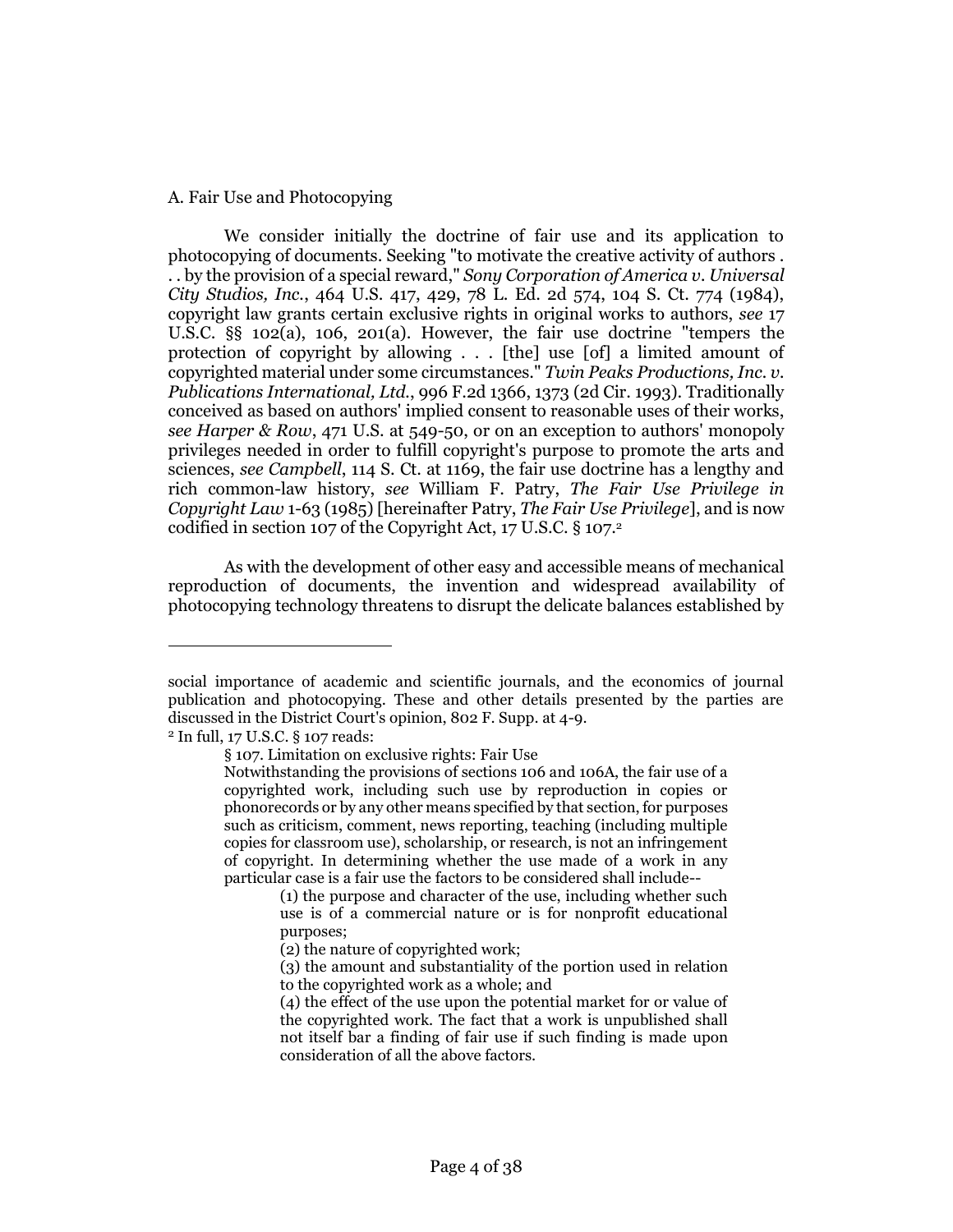A. Fair Use and Photocopying

We consider initially the doctrine of fair use and its application to photocopying of documents. Seeking "to motivate the creative activity of authors . . . by the provision of a special reward," *Sony Corporation of America v. Universal City Studios, Inc.*, 464 U.S. 417, 429, 78 L. Ed. 2d 574, 104 S. Ct. 774 (1984), copyright law grants certain exclusive rights in original works to authors, *see* 17 U.S.C. §§ 102(a), 106, 201(a). However, the fair use doctrine "tempers the protection of copyright by allowing . . . [the] use [of] a limited amount of copyrighted material under some circumstances." *Twin Peaks Productions, Inc. v. Publications International, Ltd.*, 996 F.2d 1366, 1373 (2d Cir. 1993). Traditionally conceived as based on authors' implied consent to reasonable uses of their works, *see Harper & Row*, 471 U.S. at 549-50, or on an exception to authors' monopoly privileges needed in order to fulfill copyright's purpose to promote the arts and sciences, *see Campbell*, 114 S. Ct. at 1169, the fair use doctrine has a lengthy and rich common-law history, *see* William F. Patry, *The Fair Use Privilege in Copyright Law* 1-63 (1985) [hereinafter Patry, *The Fair Use Privilege*], and is now codified in section 107 of the Copyright Act, 17 U.S.C. § 107.[2]

As with the development of other easy and accessible means of mechanical reproduction of documents, the invention and widespread availability of photocopying technology threatens to disrupt the delicate balances established by

---

social importance of academic and scientific journals, and the economics of journal publication and photocopying. These and other details presented by the parties are discussed in the District Court's opinion, 802 F. Supp. at 4-9.

[2] In full, 17 U.S.C. § 107 reads:

> § 107. Limitation on exclusive rights: Fair Use
>
> Notwithstanding the provisions of sections 106 and 106A, the fair use of a copyrighted work, including such use by reproduction in copies or phonorecords or by any other means specified by that section, for purposes such as criticism, comment, news reporting, teaching (including multiple copies for classroom use), scholarship, or research, is not an infringement of copyright. In determining whether the use made of a work in any particular case is a fair use the factors to be considered shall include--
>
> > (1) the purpose and character of the use, including whether such use is of a commercial nature or is for nonprofit educational purposes;
> >
> > (2) the nature of copyrighted work;
> >
> > (3) the amount and substantiality of the portion used in relation to the copyrighted work as a whole; and
> >
> > (4) the effect of the use upon the potential market for or value of the copyrighted work. The fact that a work is unpublished shall not itself bar a finding of fair use if such finding is made upon consideration of all the above factors.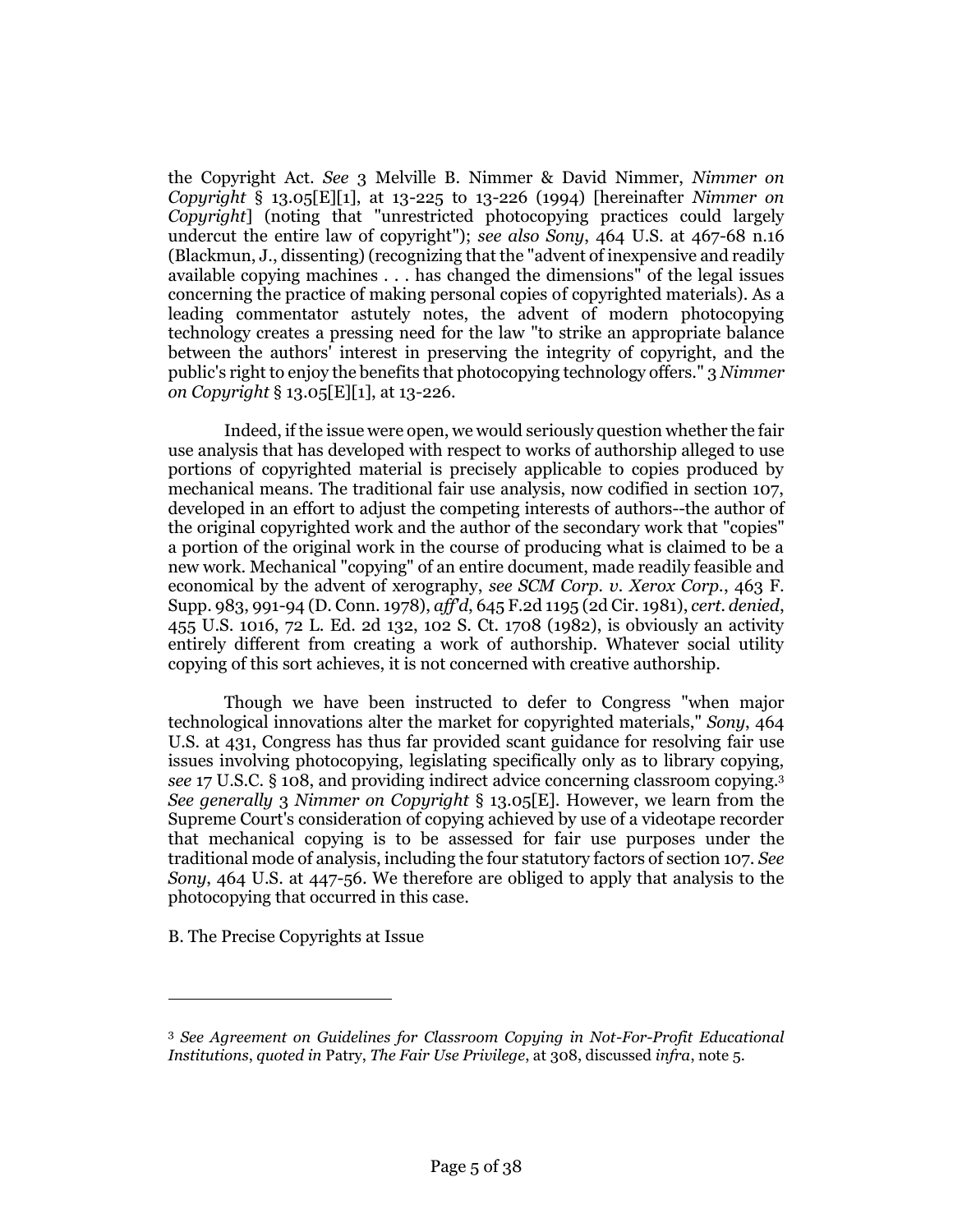the Copyright Act. *See* 3 Melville B. Nimmer & David Nimmer, *Nimmer on Copyright* § 13.05[E][1], at 13-225 to 13-226 (1994) [hereinafter *Nimmer on Copyright*] (noting that "unrestricted photocopying practices could largely undercut the entire law of copyright"); *see also Sony*, 464 U.S. at 467-68 n.16 (Blackmun, J., dissenting) (recognizing that the "advent of inexpensive and readily available copying machines . . . has changed the dimensions" of the legal issues concerning the practice of making personal copies of copyrighted materials). As a leading commentator astutely notes, the advent of modern photocopying technology creates a pressing need for the law "to strike an appropriate balance between the authors' interest in preserving the integrity of copyright, and the public's right to enjoy the benefits that photocopying technology offers." 3 *Nimmer on Copyright* § 13.05[E][1], at 13-226.

Indeed, if the issue were open, we would seriously question whether the fair use analysis that has developed with respect to works of authorship alleged to use portions of copyrighted material is precisely applicable to copies produced by mechanical means. The traditional fair use analysis, now codified in section 107, developed in an effort to adjust the competing interests of authors--the author of the original copyrighted work and the author of the secondary work that "copies" a portion of the original work in the course of producing what is claimed to be a new work. Mechanical "copying" of an entire document, made readily feasible and economical by the advent of xerography, *see SCM Corp. v. Xerox Corp.*, 463 F. Supp. 983, 991-94 (D. Conn. 1978), *aff'd*, 645 F.2d 1195 (2d Cir. 1981), *cert. denied*, 455 U.S. 1016, 72 L. Ed. 2d 132, 102 S. Ct. 1708 (1982), is obviously an activity entirely different from creating a work of authorship. Whatever social utility copying of this sort achieves, it is not concerned with creative authorship.

Though we have been instructed to defer to Congress "when major technological innovations alter the market for copyrighted materials," *Sony*, 464 U.S. at 431, Congress has thus far provided scant guidance for resolving fair use issues involving photocopying, legislating specifically only as to library copying, *see* 17 U.S.C. § 108, and providing indirect advice concerning classroom copying.[3] *See generally* 3 *Nimmer on Copyright* § 13.05[E]. However, we learn from the Supreme Court's consideration of copying achieved by use of a videotape recorder that mechanical copying is to be assessed for fair use purposes under the traditional mode of analysis, including the four statutory factors of section 107. *See Sony*, 464 U.S. at 447-56. We therefore are obliged to apply that analysis to the photocopying that occurred in this case.

B. The Precise Copyrights at Issue

---

[3] *See Agreement on Guidelines for Classroom Copying in Not-For-Profit Educational Institutions*, *quoted in* Patry, *The Fair Use Privilege*, at 308, discussed *infra*, note 5.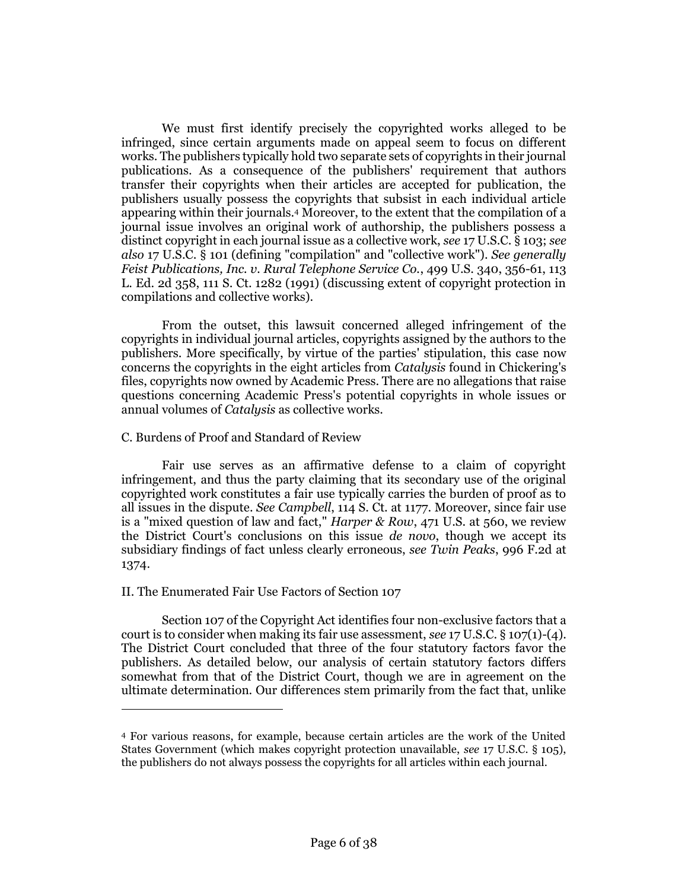We must first identify precisely the copyrighted works alleged to be infringed, since certain arguments made on appeal seem to focus on different works. The publishers typically hold two separate sets of copyrights in their journal publications. As a consequence of the publishers' requirement that authors transfer their copyrights when their articles are accepted for publication, the publishers usually possess the copyrights that subsist in each individual article appearing within their journals.[4] Moreover, to the extent that the compilation of a journal issue involves an original work of authorship, the publishers possess a distinct copyright in each journal issue as a collective work, *see* 17 U.S.C. § 103; *see also* 17 U.S.C. § 101 (defining "compilation" and "collective work"). *See generally Feist Publications, Inc. v. Rural Telephone Service Co.*, 499 U.S. 340, 356-61, 113 L. Ed. 2d 358, 111 S. Ct. 1282 (1991) (discussing extent of copyright protection in compilations and collective works).

From the outset, this lawsuit concerned alleged infringement of the copyrights in individual journal articles, copyrights assigned by the authors to the publishers. More specifically, by virtue of the parties' stipulation, this case now concerns the copyrights in the eight articles from *Catalysis* found in Chickering's files, copyrights now owned by Academic Press. There are no allegations that raise questions concerning Academic Press's potential copyrights in whole issues or annual volumes of *Catalysis* as collective works.

C. Burdens of Proof and Standard of Review

Fair use serves as an affirmative defense to a claim of copyright infringement, and thus the party claiming that its secondary use of the original copyrighted work constitutes a fair use typically carries the burden of proof as to all issues in the dispute. *See Campbell*, 114 S. Ct. at 1177. Moreover, since fair use is a "mixed question of law and fact," *Harper & Row*, 471 U.S. at 560, we review the District Court's conclusions on this issue *de novo*, though we accept its subsidiary findings of fact unless clearly erroneous, *see Twin Peaks*, 996 F.2d at 1374.

II. The Enumerated Fair Use Factors of Section 107

Section 107 of the Copyright Act identifies four non-exclusive factors that a court is to consider when making its fair use assessment, *see* 17 U.S.C. § 107(1)-(4). The District Court concluded that three of the four statutory factors favor the publishers. As detailed below, our analysis of certain statutory factors differs somewhat from that of the District Court, though we are in agreement on the ultimate determination. Our differences stem primarily from the fact that, unlike

---

[4] For various reasons, for example, because certain articles are the work of the United States Government (which makes copyright protection unavailable, *see* 17 U.S.C. § 105), the publishers do not always possess the copyrights for all articles within each journal.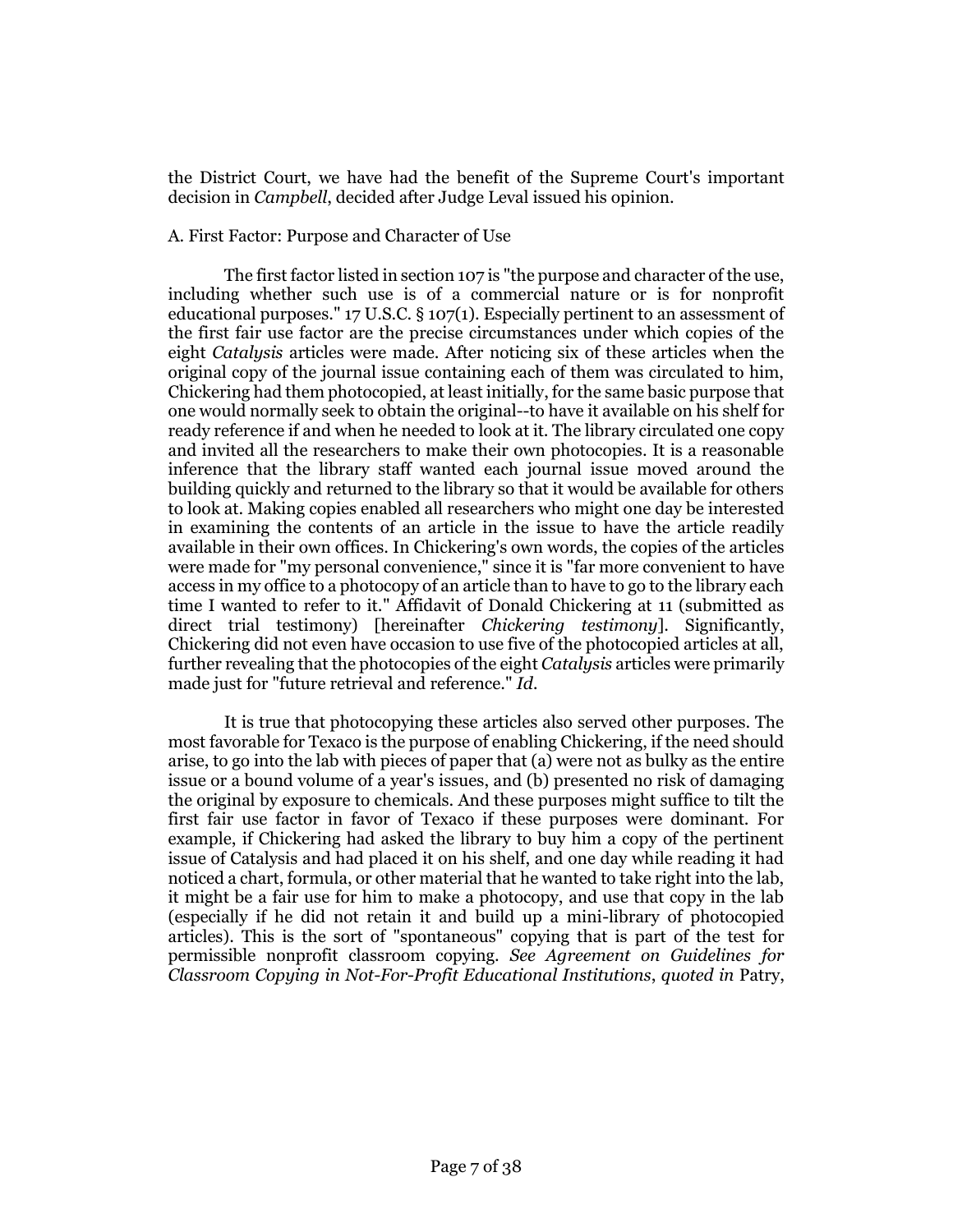the District Court, we have had the benefit of the Supreme Court's important decision in *Campbell*, decided after Judge Leval issued his opinion.

A. First Factor: Purpose and Character of Use

The first factor listed in section 107 is "the purpose and character of the use, including whether such use is of a commercial nature or is for nonprofit educational purposes." 17 U.S.C. § 107(1). Especially pertinent to an assessment of the first fair use factor are the precise circumstances under which copies of the eight *Catalysis* articles were made. After noticing six of these articles when the original copy of the journal issue containing each of them was circulated to him, Chickering had them photocopied, at least initially, for the same basic purpose that one would normally seek to obtain the original--to have it available on his shelf for ready reference if and when he needed to look at it. The library circulated one copy and invited all the researchers to make their own photocopies. It is a reasonable inference that the library staff wanted each journal issue moved around the building quickly and returned to the library so that it would be available for others to look at. Making copies enabled all researchers who might one day be interested in examining the contents of an article in the issue to have the article readily available in their own offices. In Chickering's own words, the copies of the articles were made for "my personal convenience," since it is "far more convenient to have access in my office to a photocopy of an article than to have to go to the library each time I wanted to refer to it." Affidavit of Donald Chickering at 11 (submitted as direct trial testimony) [hereinafter *Chickering testimony*]. Significantly, Chickering did not even have occasion to use five of the photocopied articles at all, further revealing that the photocopies of the eight *Catalysis* articles were primarily made just for "future retrieval and reference." *Id*.

It is true that photocopying these articles also served other purposes. The most favorable for Texaco is the purpose of enabling Chickering, if the need should arise, to go into the lab with pieces of paper that (a) were not as bulky as the entire issue or a bound volume of a year's issues, and (b) presented no risk of damaging the original by exposure to chemicals. And these purposes might suffice to tilt the first fair use factor in favor of Texaco if these purposes were dominant. For example, if Chickering had asked the library to buy him a copy of the pertinent issue of Catalysis and had placed it on his shelf, and one day while reading it had noticed a chart, formula, or other material that he wanted to take right into the lab, it might be a fair use for him to make a photocopy, and use that copy in the lab (especially if he did not retain it and build up a mini-library of photocopied articles). This is the sort of "spontaneous" copying that is part of the test for permissible nonprofit classroom copying. *See Agreement on Guidelines for Classroom Copying in Not-For-Profit Educational Institutions*, *quoted in* Patry,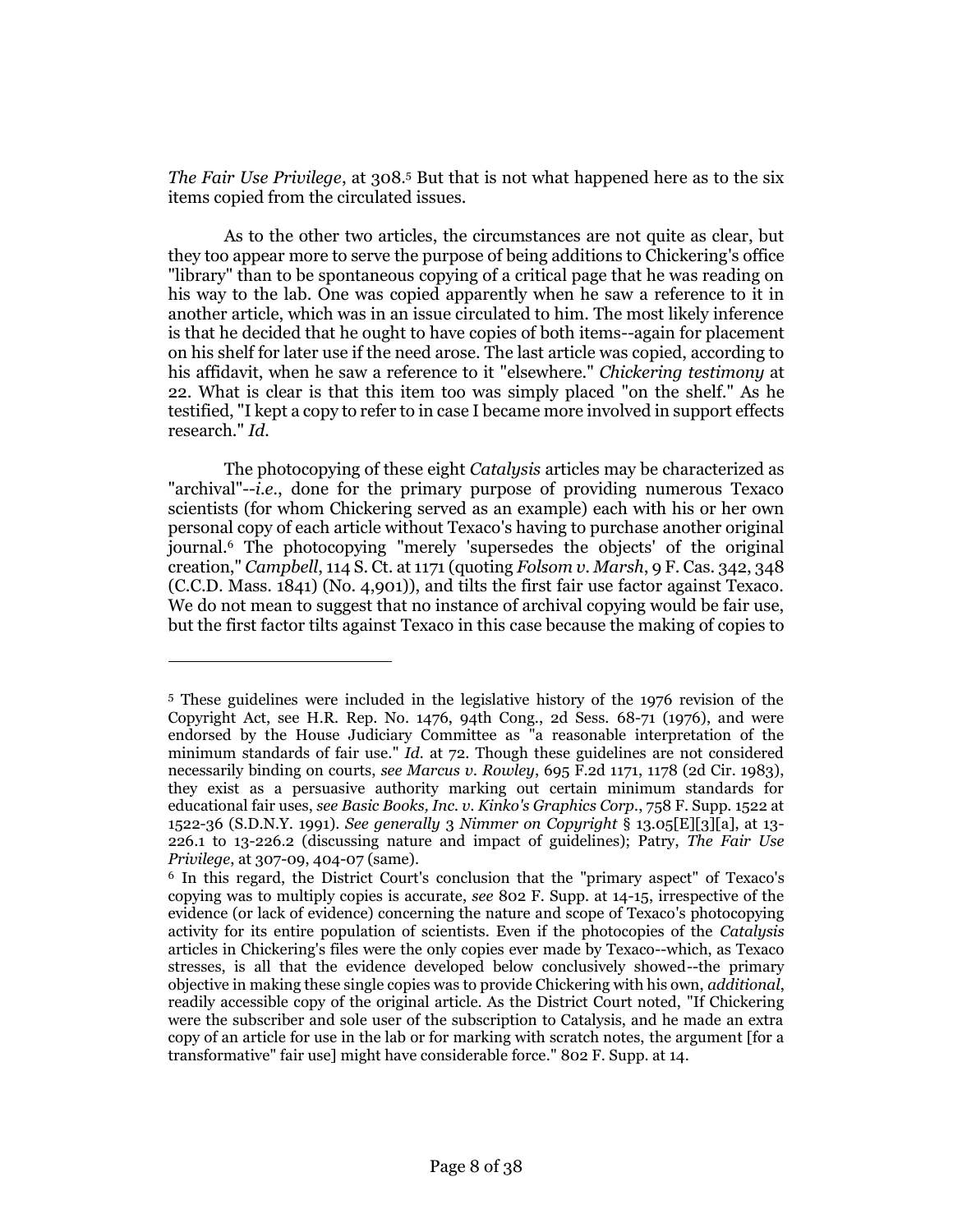*The Fair Use Privilege*, at 308.[5] But that is not what happened here as to the six items copied from the circulated issues.

As to the other two articles, the circumstances are not quite as clear, but they too appear more to serve the purpose of being additions to Chickering's office "library" than to be spontaneous copying of a critical page that he was reading on his way to the lab. One was copied apparently when he saw a reference to it in another article, which was in an issue circulated to him. The most likely inference is that he decided that he ought to have copies of both items--again for placement on his shelf for later use if the need arose. The last article was copied, according to his affidavit, when he saw a reference to it "elsewhere." *Chickering testimony* at 22. What is clear is that this item too was simply placed "on the shelf." As he testified, "I kept a copy to refer to in case I became more involved in support effects research." *Id.*

The photocopying of these eight *Catalysis* articles may be characterized as "archival"--*i.e.*, done for the primary purpose of providing numerous Texaco scientists (for whom Chickering served as an example) each with his or her own personal copy of each article without Texaco's having to purchase another original journal.[6] The photocopying "merely 'supersedes the objects' of the original creation," *Campbell*, 114 S. Ct. at 1171 (quoting *Folsom v. Marsh*, 9 F. Cas. 342, 348 (C.C.D. Mass. 1841) (No. 4,901)), and tilts the first fair use factor against Texaco. We do not mean to suggest that no instance of archival copying would be fair use, but the first factor tilts against Texaco in this case because the making of copies to

---

[5] These guidelines were included in the legislative history of the 1976 revision of the Copyright Act, see H.R. Rep. No. 1476, 94th Cong., 2d Sess. 68-71 (1976), and were endorsed by the House Judiciary Committee as "a reasonable interpretation of the minimum standards of fair use." *Id.* at 72. Though these guidelines are not considered necessarily binding on courts, *see Marcus v. Rowley*, 695 F.2d 1171, 1178 (2d Cir. 1983), they exist as a persuasive authority marking out certain minimum standards for educational fair uses, *see Basic Books, Inc. v. Kinko's Graphics Corp.*, 758 F. Supp. 1522 at 1522-36 (S.D.N.Y. 1991). *See generally* 3 *Nimmer on Copyright* § 13.05[E][3][a], at 13-226.1 to 13-226.2 (discussing nature and impact of guidelines); Patry, *The Fair Use Privilege*, at 307-09, 404-07 (same).

[6] In this regard, the District Court's conclusion that the "primary aspect" of Texaco's copying was to multiply copies is accurate, *see* 802 F. Supp. at 14-15, irrespective of the evidence (or lack of evidence) concerning the nature and scope of Texaco's photocopying activity for its entire population of scientists. Even if the photocopies of the *Catalysis* articles in Chickering's files were the only copies ever made by Texaco--which, as Texaco stresses, is all that the evidence developed below conclusively showed--the primary objective in making these single copies was to provide Chickering with his own, *additional*, readily accessible copy of the original article. As the District Court noted, "If Chickering were the subscriber and sole user of the subscription to Catalysis, and he made an extra copy of an article for use in the lab or for marking with scratch notes, the argument [for a transformative" fair use] might have considerable force." 802 F. Supp. at 14.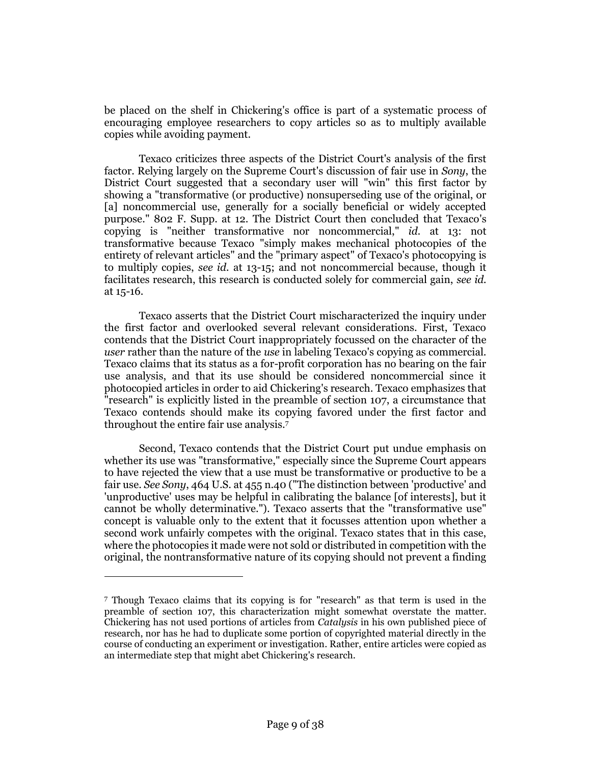be placed on the shelf in Chickering's office is part of a systematic process of encouraging employee researchers to copy articles so as to multiply available copies while avoiding payment.

Texaco criticizes three aspects of the District Court's analysis of the first factor. Relying largely on the Supreme Court's discussion of fair use in *Sony*, the District Court suggested that a secondary user will "win" this first factor by showing a "transformative (or productive) nonsuperseding use of the original, or [a] noncommercial use, generally for a socially beneficial or widely accepted purpose." 802 F. Supp. at 12. The District Court then concluded that Texaco's copying is "neither transformative nor noncommercial," *id.* at 13: not transformative because Texaco "simply makes mechanical photocopies of the entirety of relevant articles" and the "primary aspect" of Texaco's photocopying is to multiply copies, *see id.* at 13-15; and not noncommercial because, though it facilitates research, this research is conducted solely for commercial gain, *see id.* at 15-16.

Texaco asserts that the District Court mischaracterized the inquiry under the first factor and overlooked several relevant considerations. First, Texaco contends that the District Court inappropriately focussed on the character of the *user* rather than the nature of the *use* in labeling Texaco's copying as commercial. Texaco claims that its status as a for-profit corporation has no bearing on the fair use analysis, and that its use should be considered noncommercial since it photocopied articles in order to aid Chickering's research. Texaco emphasizes that "research" is explicitly listed in the preamble of section 107, a circumstance that Texaco contends should make its copying favored under the first factor and throughout the entire fair use analysis.[7]

Second, Texaco contends that the District Court put undue emphasis on whether its use was "transformative," especially since the Supreme Court appears to have rejected the view that a use must be transformative or productive to be a fair use. *See Sony*, 464 U.S. at 455 n.40 ("The distinction between 'productive' and 'unproductive' uses may be helpful in calibrating the balance [of interests], but it cannot be wholly determinative."). Texaco asserts that the "transformative use" concept is valuable only to the extent that it focusses attention upon whether a second work unfairly competes with the original. Texaco states that in this case, where the photocopies it made were not sold or distributed in competition with the original, the nontransformative nature of its copying should not prevent a finding

---

[7] Though Texaco claims that its copying is for "research" as that term is used in the preamble of section 107, this characterization might somewhat overstate the matter. Chickering has not used portions of articles from *Catalysis* in his own published piece of research, nor has he had to duplicate some portion of copyrighted material directly in the course of conducting an experiment or investigation. Rather, entire articles were copied as an intermediate step that might abet Chickering's research.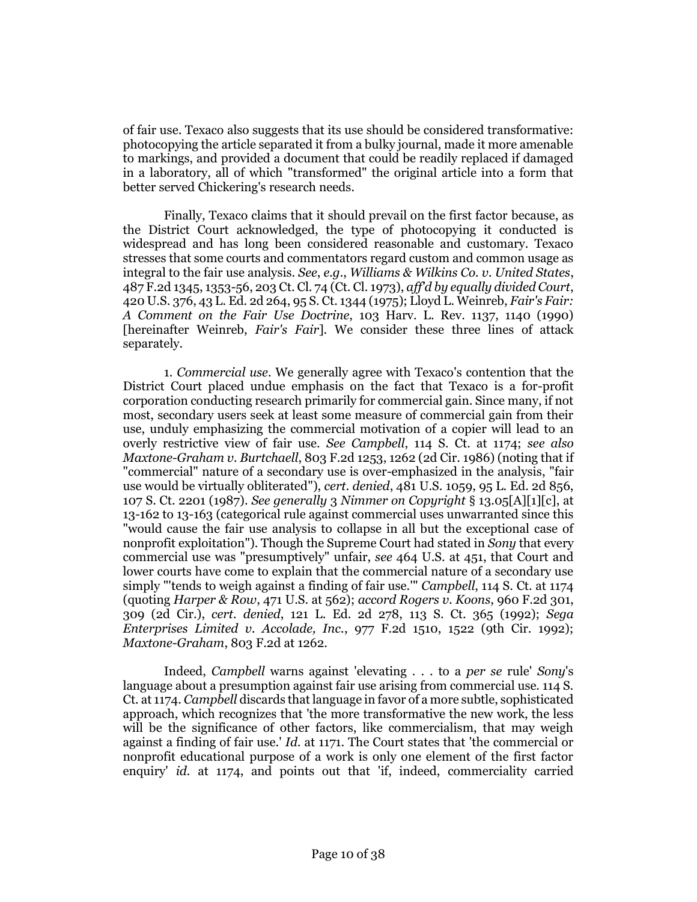of fair use. Texaco also suggests that its use should be considered transformative: photocopying the article separated it from a bulky journal, made it more amenable to markings, and provided a document that could be readily replaced if damaged in a laboratory, all of which "transformed" the original article into a form that better served Chickering's research needs.

Finally, Texaco claims that it should prevail on the first factor because, as the District Court acknowledged, the type of photocopying it conducted is widespread and has long been considered reasonable and customary. Texaco stresses that some courts and commentators regard custom and common usage as integral to the fair use analysis. *See*, *e.g.*, *Williams & Wilkins Co. v. United States*, 487 F.2d 1345, 1353-56, 203 Ct. Cl. 74 (Ct. Cl. 1973), *aff'd by equally divided Court*, 420 U.S. 376, 43 L. Ed. 2d 264, 95 S. Ct. 1344 (1975); Lloyd L. Weinreb, *Fair's Fair: A Comment on the Fair Use Doctrine*, 103 Harv. L. Rev. 1137, 1140 (1990) [hereinafter Weinreb, *Fair's Fair*]. We consider these three lines of attack separately.

1. *Commercial use*. We generally agree with Texaco's contention that the District Court placed undue emphasis on the fact that Texaco is a for-profit corporation conducting research primarily for commercial gain. Since many, if not most, secondary users seek at least some measure of commercial gain from their use, unduly emphasizing the commercial motivation of a copier will lead to an overly restrictive view of fair use. *See Campbell*, 114 S. Ct. at 1174; *see also Maxtone-Graham v. Burtchaell*, 803 F.2d 1253, 1262 (2d Cir. 1986) (noting that if "commercial" nature of a secondary use is over-emphasized in the analysis, "fair use would be virtually obliterated"), *cert. denied*, 481 U.S. 1059, 95 L. Ed. 2d 856, 107 S. Ct. 2201 (1987). *See generally* 3 *Nimmer on Copyright* § 13.05[A][1][c], at 13-162 to 13-163 (categorical rule against commercial uses unwarranted since this "would cause the fair use analysis to collapse in all but the exceptional case of nonprofit exploitation"). Though the Supreme Court had stated in *Sony* that every commercial use was "presumptively" unfair, *see* 464 U.S. at 451, that Court and lower courts have come to explain that the commercial nature of a secondary use simply "'tends to weigh against a finding of fair use.'" *Campbell*, 114 S. Ct. at 1174 (quoting *Harper & Row*, 471 U.S. at 562); *accord Rogers v. Koons*, 960 F.2d 301, 309 (2d Cir.), *cert. denied*, 121 L. Ed. 2d 278, 113 S. Ct. 365 (1992); *Sega Enterprises Limited v. Accolade, Inc.*, 977 F.2d 1510, 1522 (9th Cir. 1992); *Maxtone-Graham*, 803 F.2d at 1262.

Indeed, *Campbell* warns against 'elevating . . . to a *per se* rule' *Sony*'s language about a presumption against fair use arising from commercial use. 114 S. Ct. at 1174. *Campbell* discards that language in favor of a more subtle, sophisticated approach, which recognizes that 'the more transformative the new work, the less will be the significance of other factors, like commercialism, that may weigh against a finding of fair use.' *Id.* at 1171. The Court states that 'the commercial or nonprofit educational purpose of a work is only one element of the first factor enquiry' *id.* at 1174, and points out that 'if, indeed, commerciality carried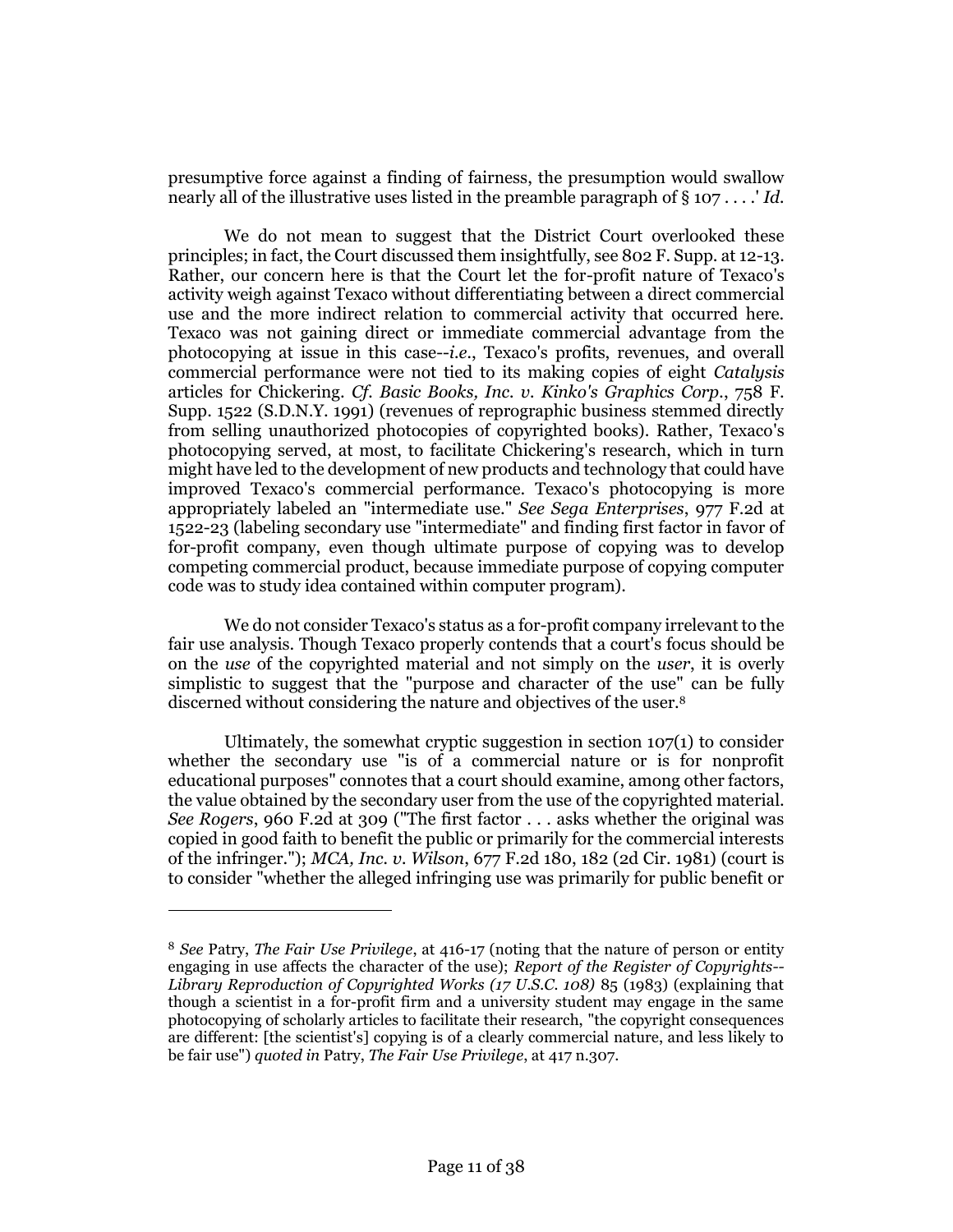presumptive force against a finding of fairness, the presumption would swallow nearly all of the illustrative uses listed in the preamble paragraph of § 107 . . . .' *Id.*

We do not mean to suggest that the District Court overlooked these principles; in fact, the Court discussed them insightfully, see 802 F. Supp. at 12-13. Rather, our concern here is that the Court let the for-profit nature of Texaco's activity weigh against Texaco without differentiating between a direct commercial use and the more indirect relation to commercial activity that occurred here. Texaco was not gaining direct or immediate commercial advantage from the photocopying at issue in this case--*i.e.*, Texaco's profits, revenues, and overall commercial performance were not tied to its making copies of eight *Catalysis* articles for Chickering. *Cf. Basic Books, Inc. v. Kinko's Graphics Corp.*, 758 F. Supp. 1522 (S.D.N.Y. 1991) (revenues of reprographic business stemmed directly from selling unauthorized photocopies of copyrighted books). Rather, Texaco's photocopying served, at most, to facilitate Chickering's research, which in turn might have led to the development of new products and technology that could have improved Texaco's commercial performance. Texaco's photocopying is more appropriately labeled an "intermediate use." *See Sega Enterprises*, 977 F.2d at 1522-23 (labeling secondary use "intermediate" and finding first factor in favor of for-profit company, even though ultimate purpose of copying was to develop competing commercial product, because immediate purpose of copying computer code was to study idea contained within computer program).

We do not consider Texaco's status as a for-profit company irrelevant to the fair use analysis. Though Texaco properly contends that a court's focus should be on the *use* of the copyrighted material and not simply on the *user*, it is overly simplistic to suggest that the "purpose and character of the use" can be fully discerned without considering the nature and objectives of the user.[8]

Ultimately, the somewhat cryptic suggestion in section 107(1) to consider whether the secondary use "is of a commercial nature or is for nonprofit educational purposes" connotes that a court should examine, among other factors, the value obtained by the secondary user from the use of the copyrighted material. *See Rogers*, 960 F.2d at 309 ("The first factor . . . asks whether the original was copied in good faith to benefit the public or primarily for the commercial interests of the infringer."); *MCA, Inc. v. Wilson*, 677 F.2d 180, 182 (2d Cir. 1981) (court is to consider "whether the alleged infringing use was primarily for public benefit or

---

[8] *See* Patry, *The Fair Use Privilege*, at 416-17 (noting that the nature of person or entity engaging in use affects the character of the use); *Report of the Register of Copyrights--Library Reproduction of Copyrighted Works (17 U.S.C. 108)* 85 (1983) (explaining that though a scientist in a for-profit firm and a university student may engage in the same photocopying of scholarly articles to facilitate their research, "the copyright consequences are different: [the scientist's] copying is of a clearly commercial nature, and less likely to be fair use") *quoted in* Patry, *The Fair Use Privilege*, at 417 n.307.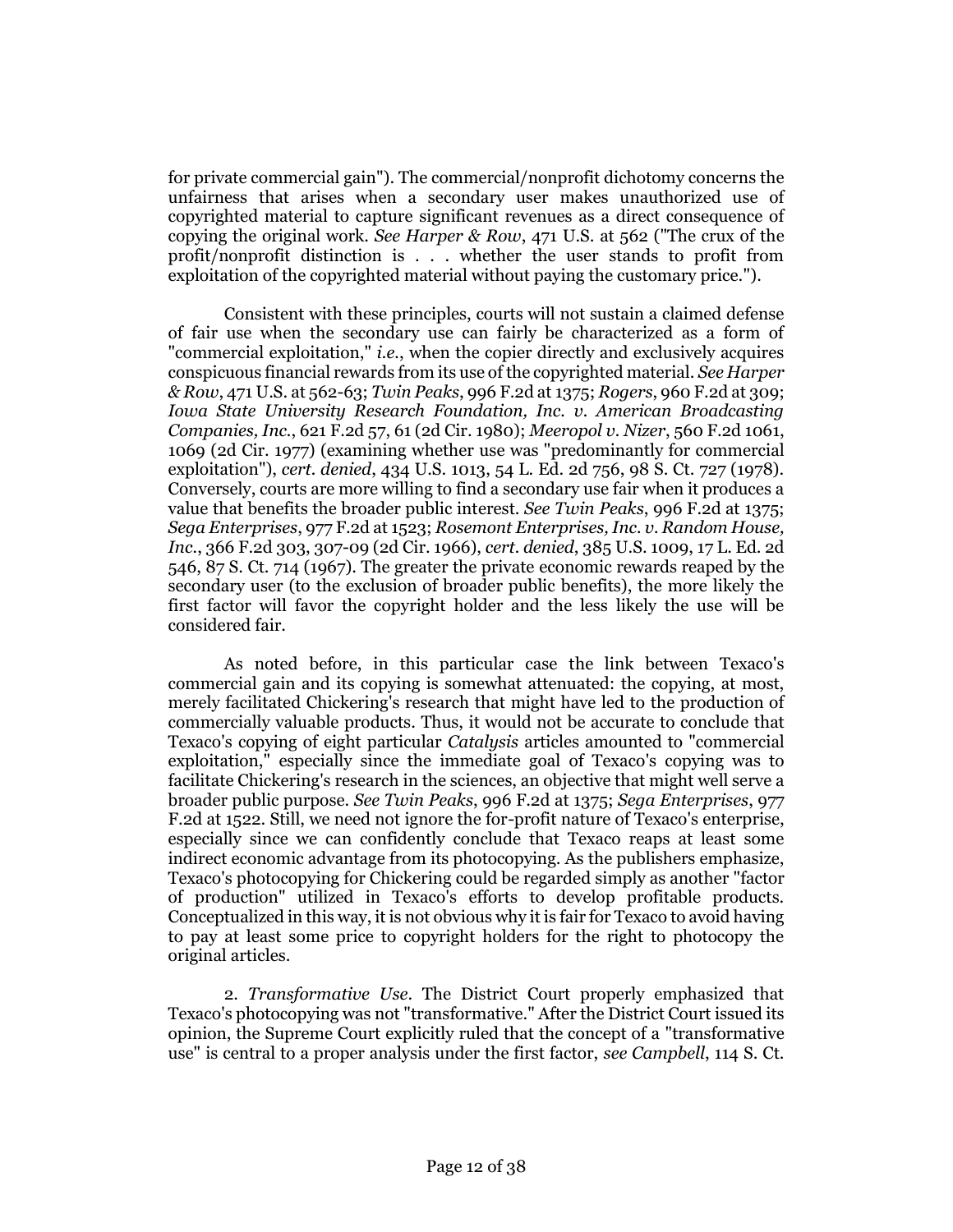for private commercial gain"). The commercial/nonprofit dichotomy concerns the unfairness that arises when a secondary user makes unauthorized use of copyrighted material to capture significant revenues as a direct consequence of copying the original work. *See Harper & Row*, 471 U.S. at 562 ("The crux of the profit/nonprofit distinction is . . . whether the user stands to profit from exploitation of the copyrighted material without paying the customary price.").

Consistent with these principles, courts will not sustain a claimed defense of fair use when the secondary use can fairly be characterized as a form of "commercial exploitation," *i.e.*, when the copier directly and exclusively acquires conspicuous financial rewards from its use of the copyrighted material. *See Harper & Row*, 471 U.S. at 562-63; *Twin Peaks*, 996 F.2d at 1375; *Rogers*, 960 F.2d at 309; *Iowa State University Research Foundation, Inc. v. American Broadcasting Companies, Inc.*, 621 F.2d 57, 61 (2d Cir. 1980); *Meeropol v. Nizer*, 560 F.2d 1061, 1069 (2d Cir. 1977) (examining whether use was "predominantly for commercial exploitation"), *cert. denied*, 434 U.S. 1013, 54 L. Ed. 2d 756, 98 S. Ct. 727 (1978). Conversely, courts are more willing to find a secondary use fair when it produces a value that benefits the broader public interest. *See Twin Peaks*, 996 F.2d at 1375; *Sega Enterprises*, 977 F.2d at 1523; *Rosemont Enterprises, Inc. v. Random House, Inc.*, 366 F.2d 303, 307-09 (2d Cir. 1966), *cert. denied*, 385 U.S. 1009, 17 L. Ed. 2d 546, 87 S. Ct. 714 (1967). The greater the private economic rewards reaped by the secondary user (to the exclusion of broader public benefits), the more likely the first factor will favor the copyright holder and the less likely the use will be considered fair.

As noted before, in this particular case the link between Texaco's commercial gain and its copying is somewhat attenuated: the copying, at most, merely facilitated Chickering's research that might have led to the production of commercially valuable products. Thus, it would not be accurate to conclude that Texaco's copying of eight particular *Catalysis* articles amounted to "commercial exploitation," especially since the immediate goal of Texaco's copying was to facilitate Chickering's research in the sciences, an objective that might well serve a broader public purpose. *See Twin Peaks*, 996 F.2d at 1375; *Sega Enterprises*, 977 F.2d at 1522. Still, we need not ignore the for-profit nature of Texaco's enterprise, especially since we can confidently conclude that Texaco reaps at least some indirect economic advantage from its photocopying. As the publishers emphasize, Texaco's photocopying for Chickering could be regarded simply as another "factor of production" utilized in Texaco's efforts to develop profitable products. Conceptualized in this way, it is not obvious why it is fair for Texaco to avoid having to pay at least some price to copyright holders for the right to photocopy the original articles.

2. *Transformative Use*. The District Court properly emphasized that Texaco's photocopying was not "transformative." After the District Court issued its opinion, the Supreme Court explicitly ruled that the concept of a "transformative use" is central to a proper analysis under the first factor, *see Campbell*, 114 S. Ct.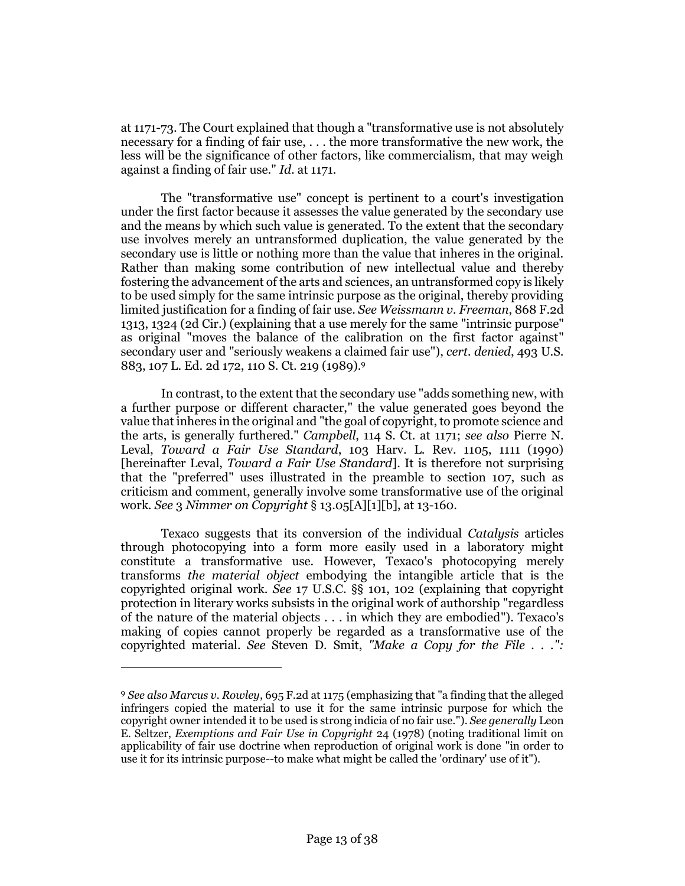at 1171-73. The Court explained that though a "transformative use is not absolutely necessary for a finding of fair use, . . . the more transformative the new work, the less will be the significance of other factors, like commercialism, that may weigh against a finding of fair use." *Id.* at 1171.

The "transformative use" concept is pertinent to a court's investigation under the first factor because it assesses the value generated by the secondary use and the means by which such value is generated. To the extent that the secondary use involves merely an untransformed duplication, the value generated by the secondary use is little or nothing more than the value that inheres in the original. Rather than making some contribution of new intellectual value and thereby fostering the advancement of the arts and sciences, an untransformed copy is likely to be used simply for the same intrinsic purpose as the original, thereby providing limited justification for a finding of fair use. *See Weissmann v. Freeman*, 868 F.2d 1313, 1324 (2d Cir.) (explaining that a use merely for the same "intrinsic purpose" as original "moves the balance of the calibration on the first factor against" secondary user and "seriously weakens a claimed fair use"), *cert. denied*, 493 U.S. 883, 107 L. Ed. 2d 172, 110 S. Ct. 219 (1989).[9]

In contrast, to the extent that the secondary use "adds something new, with a further purpose or different character," the value generated goes beyond the value that inheres in the original and "the goal of copyright, to promote science and the arts, is generally furthered." *Campbell*, 114 S. Ct. at 1171; *see also* Pierre N. Leval, *Toward a Fair Use Standard*, 103 Harv. L. Rev. 1105, 1111 (1990) [hereinafter Leval, *Toward a Fair Use Standard*]. It is therefore not surprising that the "preferred" uses illustrated in the preamble to section 107, such as criticism and comment, generally involve some transformative use of the original work. *See* 3 *Nimmer on Copyright* § 13.05[A][1][b], at 13-160.

Texaco suggests that its conversion of the individual *Catalysis* articles through photocopying into a form more easily used in a laboratory might constitute a transformative use. However, Texaco's photocopying merely transforms *the material object* embodying the intangible article that is the copyrighted original work. *See* 17 U.S.C. §§ 101, 102 (explaining that copyright protection in literary works subsists in the original work of authorship "regardless of the nature of the material objects . . . in which they are embodied"). Texaco's making of copies cannot properly be regarded as a transformative use of the copyrighted material. *See* Steven D. Smit, *"Make a Copy for the File . . .":*

---

[9] *See also Marcus v. Rowley*, 695 F.2d at 1175 (emphasizing that "a finding that the alleged infringers copied the material to use it for the same intrinsic purpose for which the copyright owner intended it to be used is strong indicia of no fair use."). *See generally* Leon E. Seltzer, *Exemptions and Fair Use in Copyright* 24 (1978) (noting traditional limit on applicability of fair use doctrine when reproduction of original work is done "in order to use it for its intrinsic purpose--to make what might be called the 'ordinary' use of it").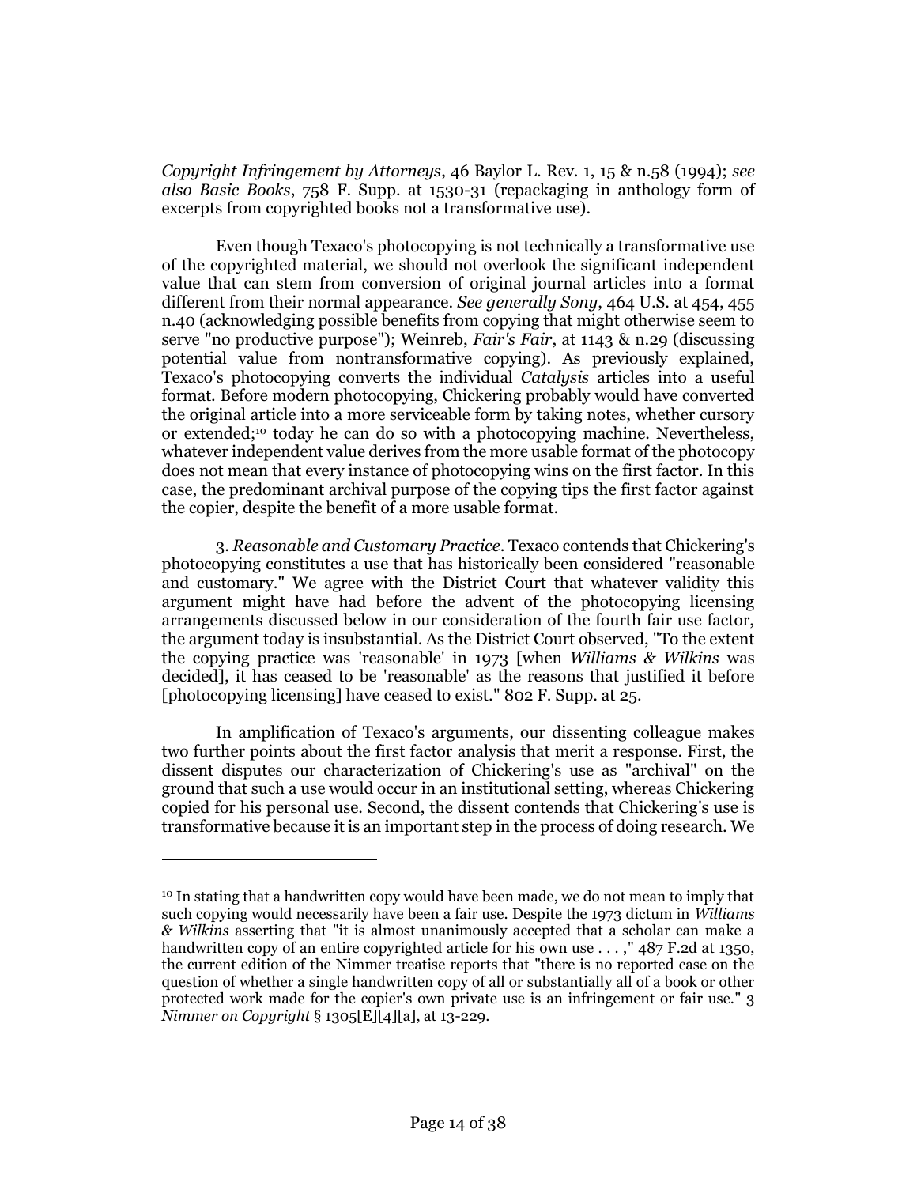*Copyright Infringement by Attorneys*, 46 Baylor L. Rev. 1, 15 & n.58 (1994); *see also Basic Books*, 758 F. Supp. at 1530-31 (repackaging in anthology form of excerpts from copyrighted books not a transformative use).

Even though Texaco's photocopying is not technically a transformative use of the copyrighted material, we should not overlook the significant independent value that can stem from conversion of original journal articles into a format different from their normal appearance. *See generally Sony*, 464 U.S. at 454, 455 n.40 (acknowledging possible benefits from copying that might otherwise seem to serve "no productive purpose"); Weinreb, *Fair's Fair*, at 1143 & n.29 (discussing potential value from nontransformative copying). As previously explained, Texaco's photocopying converts the individual *Catalysis* articles into a useful format. Before modern photocopying, Chickering probably would have converted the original article into a more serviceable form by taking notes, whether cursory or extended;[10] today he can do so with a photocopying machine. Nevertheless, whatever independent value derives from the more usable format of the photocopy does not mean that every instance of photocopying wins on the first factor. In this case, the predominant archival purpose of the copying tips the first factor against the copier, despite the benefit of a more usable format.

3. *Reasonable and Customary Practice*. Texaco contends that Chickering's photocopying constitutes a use that has historically been considered "reasonable and customary." We agree with the District Court that whatever validity this argument might have had before the advent of the photocopying licensing arrangements discussed below in our consideration of the fourth fair use factor, the argument today is insubstantial. As the District Court observed, "To the extent the copying practice was 'reasonable' in 1973 [when *Williams & Wilkins* was decided], it has ceased to be 'reasonable' as the reasons that justified it before [photocopying licensing] have ceased to exist." 802 F. Supp. at 25.

In amplification of Texaco's arguments, our dissenting colleague makes two further points about the first factor analysis that merit a response. First, the dissent disputes our characterization of Chickering's use as "archival" on the ground that such a use would occur in an institutional setting, whereas Chickering copied for his personal use. Second, the dissent contends that Chickering's use is transformative because it is an important step in the process of doing research. We

---

[10] In stating that a handwritten copy would have been made, we do not mean to imply that such copying would necessarily have been a fair use. Despite the 1973 dictum in *Williams & Wilkins* asserting that "it is almost unanimously accepted that a scholar can make a handwritten copy of an entire copyrighted article for his own use . . . ," 487 F.2d at 1350, the current edition of the Nimmer treatise reports that "there is no reported case on the question of whether a single handwritten copy of all or substantially all of a book or other protected work made for the copier's own private use is an infringement or fair use." 3 *Nimmer on Copyright* § 1305[E][4][a], at 13-229.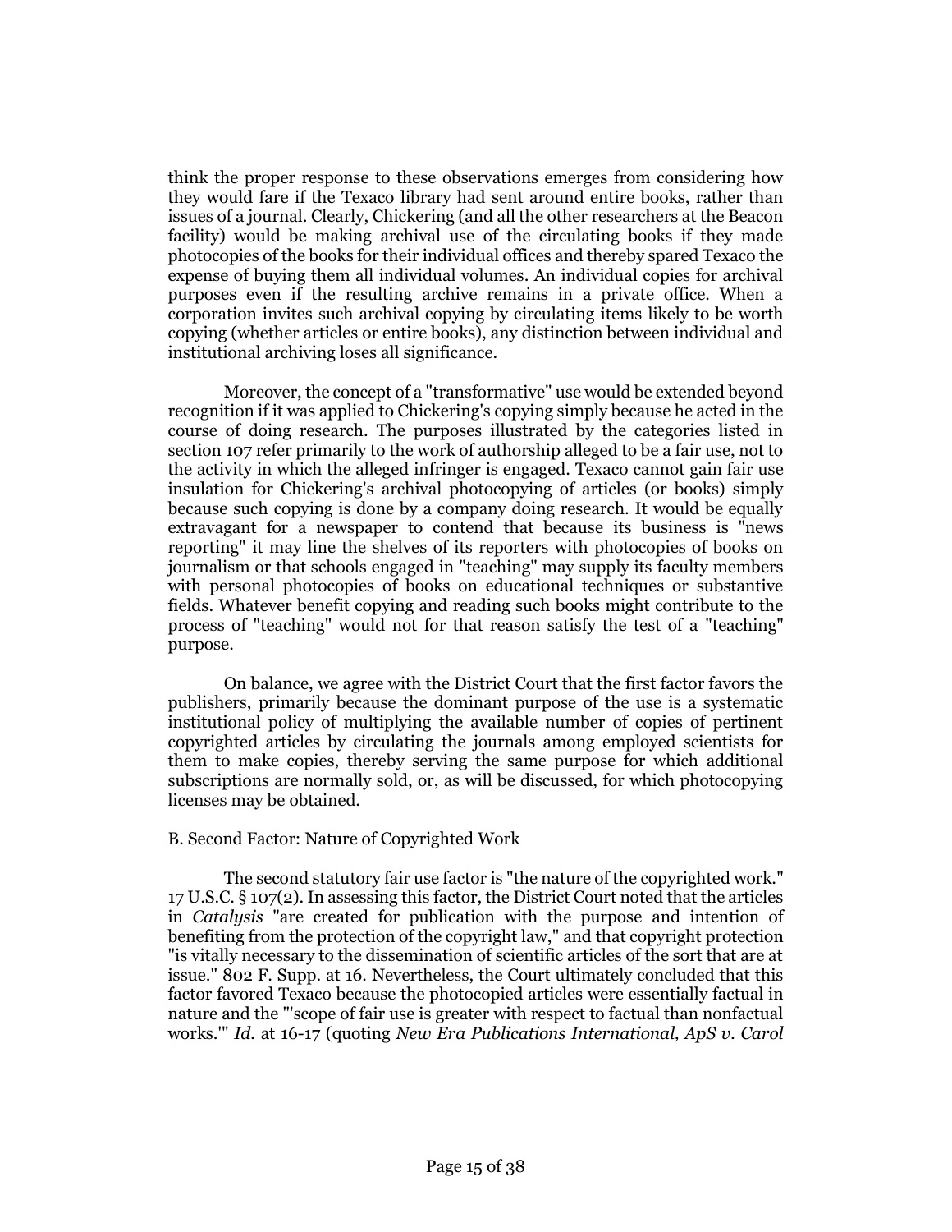think the proper response to these observations emerges from considering how they would fare if the Texaco library had sent around entire books, rather than issues of a journal. Clearly, Chickering (and all the other researchers at the Beacon facility) would be making archival use of the circulating books if they made photocopies of the books for their individual offices and thereby spared Texaco the expense of buying them all individual volumes. An individual copies for archival purposes even if the resulting archive remains in a private office. When a corporation invites such archival copying by circulating items likely to be worth copying (whether articles or entire books), any distinction between individual and institutional archiving loses all significance.

Moreover, the concept of a "transformative" use would be extended beyond recognition if it was applied to Chickering's copying simply because he acted in the course of doing research. The purposes illustrated by the categories listed in section 107 refer primarily to the work of authorship alleged to be a fair use, not to the activity in which the alleged infringer is engaged. Texaco cannot gain fair use insulation for Chickering's archival photocopying of articles (or books) simply because such copying is done by a company doing research. It would be equally extravagant for a newspaper to contend that because its business is "news reporting" it may line the shelves of its reporters with photocopies of books on journalism or that schools engaged in "teaching" may supply its faculty members with personal photocopies of books on educational techniques or substantive fields. Whatever benefit copying and reading such books might contribute to the process of "teaching" would not for that reason satisfy the test of a "teaching" purpose.

On balance, we agree with the District Court that the first factor favors the publishers, primarily because the dominant purpose of the use is a systematic institutional policy of multiplying the available number of copies of pertinent copyrighted articles by circulating the journals among employed scientists for them to make copies, thereby serving the same purpose for which additional subscriptions are normally sold, or, as will be discussed, for which photocopying licenses may be obtained.

B. Second Factor: Nature of Copyrighted Work

The second statutory fair use factor is "the nature of the copyrighted work." 17 U.S.C. § 107(2). In assessing this factor, the District Court noted that the articles in *Catalysis* "are created for publication with the purpose and intention of benefiting from the protection of the copyright law," and that copyright protection "is vitally necessary to the dissemination of scientific articles of the sort that are at issue." 802 F. Supp. at 16. Nevertheless, the Court ultimately concluded that this factor favored Texaco because the photocopied articles were essentially factual in nature and the "'scope of fair use is greater with respect to factual than nonfactual works.'" *Id.* at 16-17 (quoting *New Era Publications International, ApS v. Carol*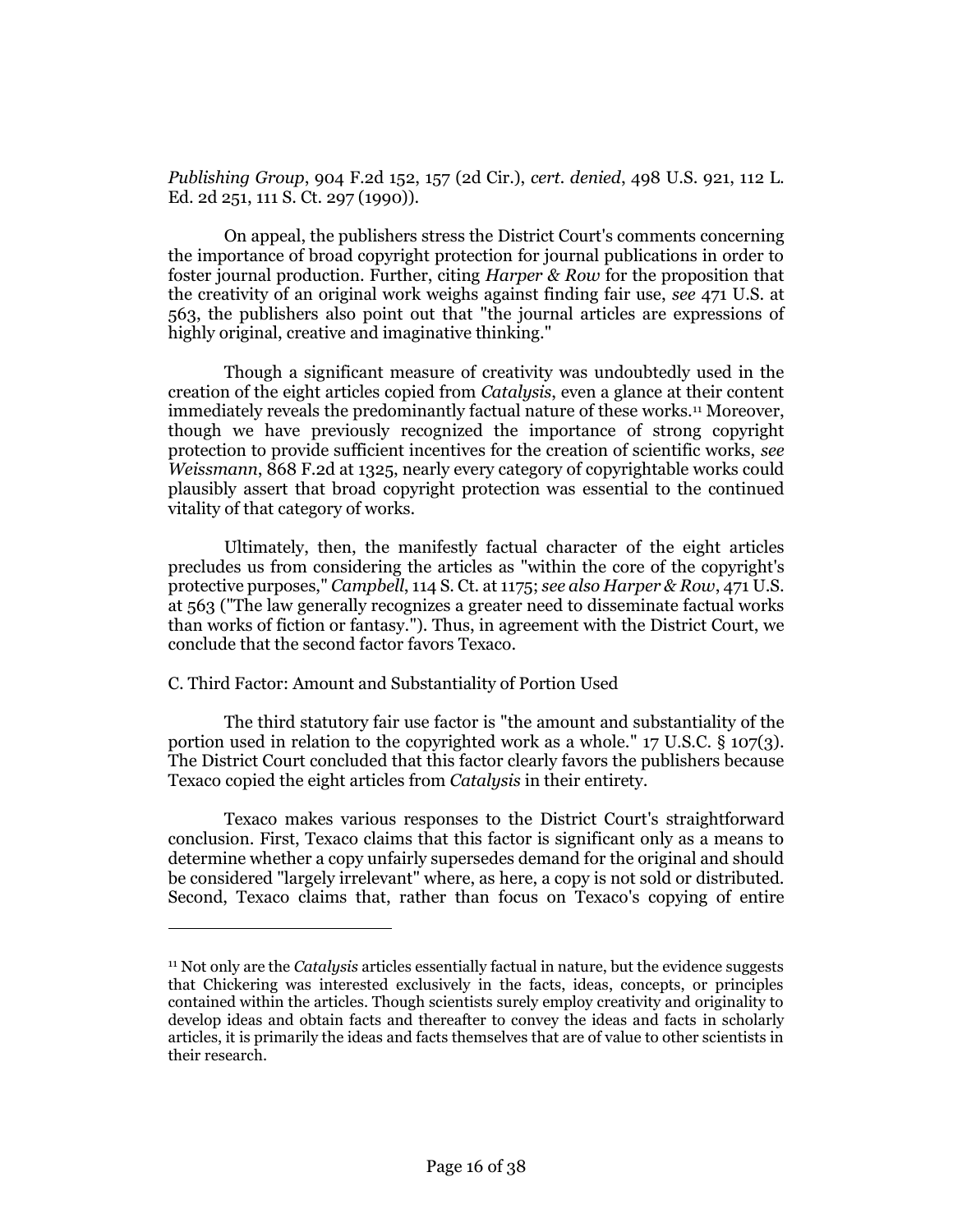*Publishing Group*, 904 F.2d 152, 157 (2d Cir.), *cert. denied*, 498 U.S. 921, 112 L. Ed. 2d 251, 111 S. Ct. 297 (1990)).

On appeal, the publishers stress the District Court's comments concerning the importance of broad copyright protection for journal publications in order to foster journal production. Further, citing *Harper & Row* for the proposition that the creativity of an original work weighs against finding fair use, *see* 471 U.S. at 563, the publishers also point out that "the journal articles are expressions of highly original, creative and imaginative thinking."

Though a significant measure of creativity was undoubtedly used in the creation of the eight articles copied from *Catalysis*, even a glance at their content immediately reveals the predominantly factual nature of these works.[11] Moreover, though we have previously recognized the importance of strong copyright protection to provide sufficient incentives for the creation of scientific works, *see Weissmann*, 868 F.2d at 1325, nearly every category of copyrightable works could plausibly assert that broad copyright protection was essential to the continued vitality of that category of works.

Ultimately, then, the manifestly factual character of the eight articles precludes us from considering the articles as "within the core of the copyright's protective purposes," *Campbell*, 114 S. Ct. at 1175; *see also Harper & Row*, 471 U.S. at 563 ("The law generally recognizes a greater need to disseminate factual works than works of fiction or fantasy."). Thus, in agreement with the District Court, we conclude that the second factor favors Texaco.

C. Third Factor: Amount and Substantiality of Portion Used

The third statutory fair use factor is "the amount and substantiality of the portion used in relation to the copyrighted work as a whole." 17 U.S.C. § 107(3). The District Court concluded that this factor clearly favors the publishers because Texaco copied the eight articles from *Catalysis* in their entirety.

Texaco makes various responses to the District Court's straightforward conclusion. First, Texaco claims that this factor is significant only as a means to determine whether a copy unfairly supersedes demand for the original and should be considered "largely irrelevant" where, as here, a copy is not sold or distributed. Second, Texaco claims that, rather than focus on Texaco's copying of entire

---

[11] Not only are the *Catalysis* articles essentially factual in nature, but the evidence suggests that Chickering was interested exclusively in the facts, ideas, concepts, or principles contained within the articles. Though scientists surely employ creativity and originality to develop ideas and obtain facts and thereafter to convey the ideas and facts in scholarly articles, it is primarily the ideas and facts themselves that are of value to other scientists in their research.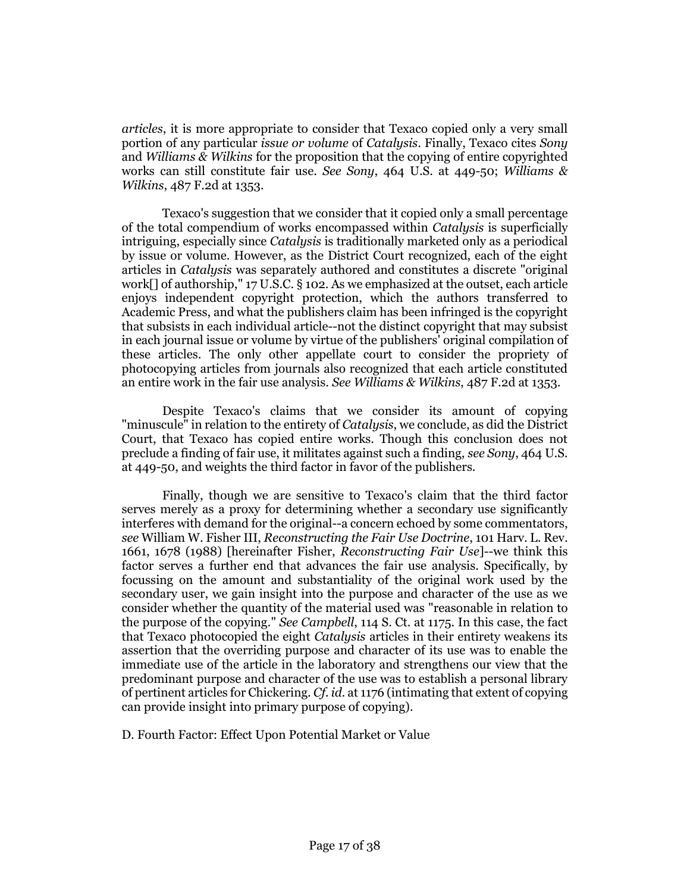*articles*, it is more appropriate to consider that Texaco copied only a very small portion of any particular *issue or volume* of *Catalysis*. Finally, Texaco cites *Sony* and *Williams & Wilkins* for the proposition that the copying of entire copyrighted works can still constitute fair use. *See Sony*, 464 U.S. at 449-50; *Williams & Wilkins*, 487 F.2d at 1353.

Texaco's suggestion that we consider that it copied only a small percentage of the total compendium of works encompassed within *Catalysis* is superficially intriguing, especially since *Catalysis* is traditionally marketed only as a periodical by issue or volume. However, as the District Court recognized, each of the eight articles in *Catalysis* was separately authored and constitutes a discrete "original work[] of authorship," 17 U.S.C. § 102. As we emphasized at the outset, each article enjoys independent copyright protection, which the authors transferred to Academic Press, and what the publishers claim has been infringed is the copyright that subsists in each individual article--not the distinct copyright that may subsist in each journal issue or volume by virtue of the publishers' original compilation of these articles. The only other appellate court to consider the propriety of photocopying articles from journals also recognized that each article constituted an entire work in the fair use analysis. *See Williams & Wilkins*, 487 F.2d at 1353.

Despite Texaco's claims that we consider its amount of copying "minuscule" in relation to the entirety of *Catalysis*, we conclude, as did the District Court, that Texaco has copied entire works. Though this conclusion does not preclude a finding of fair use, it militates against such a finding, *see Sony*, 464 U.S. at 449-50, and weights the third factor in favor of the publishers.

Finally, though we are sensitive to Texaco's claim that the third factor serves merely as a proxy for determining whether a secondary use significantly interferes with demand for the original--a concern echoed by some commentators, *see* William W. Fisher III, *Reconstructing the Fair Use Doctrine*, 101 Harv. L. Rev. 1661, 1678 (1988) [hereinafter Fisher, *Reconstructing Fair Use*]--we think this factor serves a further end that advances the fair use analysis. Specifically, by focussing on the amount and substantiality of the original work used by the secondary user, we gain insight into the purpose and character of the use as we consider whether the quantity of the material used was "reasonable in relation to the purpose of the copying." *See Campbell*, 114 S. Ct. at 1175. In this case, the fact that Texaco photocopied the eight *Catalysis* articles in their entirety weakens its assertion that the overriding purpose and character of its use was to enable the immediate use of the article in the laboratory and strengthens our view that the predominant purpose and character of the use was to establish a personal library of pertinent articles for Chickering. *Cf. id.* at 1176 (intimating that extent of copying can provide insight into primary purpose of copying).

D. Fourth Factor: Effect Upon Potential Market or Value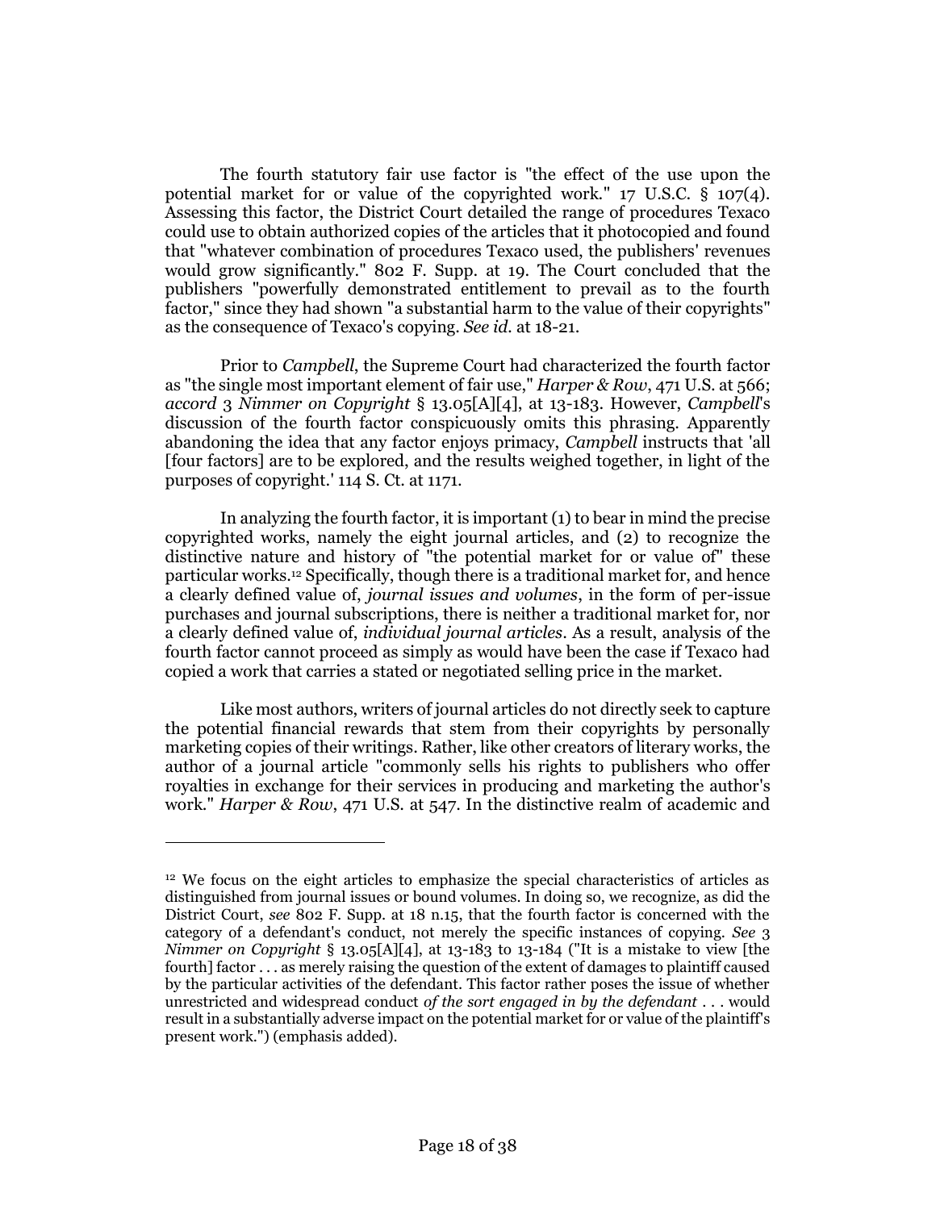The fourth statutory fair use factor is "the effect of the use upon the potential market for or value of the copyrighted work." 17 U.S.C. § 107(4). Assessing this factor, the District Court detailed the range of procedures Texaco could use to obtain authorized copies of the articles that it photocopied and found that "whatever combination of procedures Texaco used, the publishers' revenues would grow significantly." 802 F. Supp. at 19. The Court concluded that the publishers "powerfully demonstrated entitlement to prevail as to the fourth factor," since they had shown "a substantial harm to the value of their copyrights" as the consequence of Texaco's copying. *See id.* at 18-21.

Prior to *Campbell*, the Supreme Court had characterized the fourth factor as "the single most important element of fair use," *Harper & Row*, 471 U.S. at 566; *accord* 3 *Nimmer on Copyright* § 13.05[A][4], at 13-183. However, *Campbell*'s discussion of the fourth factor conspicuously omits this phrasing. Apparently abandoning the idea that any factor enjoys primacy, *Campbell* instructs that 'all [four factors] are to be explored, and the results weighed together, in light of the purposes of copyright.' 114 S. Ct. at 1171.

In analyzing the fourth factor, it is important (1) to bear in mind the precise copyrighted works, namely the eight journal articles, and (2) to recognize the distinctive nature and history of "the potential market for or value of" these particular works.[12] Specifically, though there is a traditional market for, and hence a clearly defined value of, *journal issues and volumes*, in the form of per-issue purchases and journal subscriptions, there is neither a traditional market for, nor a clearly defined value of, *individual journal articles*. As a result, analysis of the fourth factor cannot proceed as simply as would have been the case if Texaco had copied a work that carries a stated or negotiated selling price in the market.

Like most authors, writers of journal articles do not directly seek to capture the potential financial rewards that stem from their copyrights by personally marketing copies of their writings. Rather, like other creators of literary works, the author of a journal article "commonly sells his rights to publishers who offer royalties in exchange for their services in producing and marketing the author's work." *Harper & Row*, 471 U.S. at 547. In the distinctive realm of academic and

---

[12] We focus on the eight articles to emphasize the special characteristics of articles as distinguished from journal issues or bound volumes. In doing so, we recognize, as did the District Court, *see* 802 F. Supp. at 18 n.15, that the fourth factor is concerned with the category of a defendant's conduct, not merely the specific instances of copying. *See* 3 *Nimmer on Copyright* § 13.05[A][4], at 13-183 to 13-184 ("It is a mistake to view [the fourth] factor . . . as merely raising the question of the extent of damages to plaintiff caused by the particular activities of the defendant. This factor rather poses the issue of whether unrestricted and widespread conduct *of the sort engaged in by the defendant* . . . would result in a substantially adverse impact on the potential market for or value of the plaintiff's present work.") (emphasis added).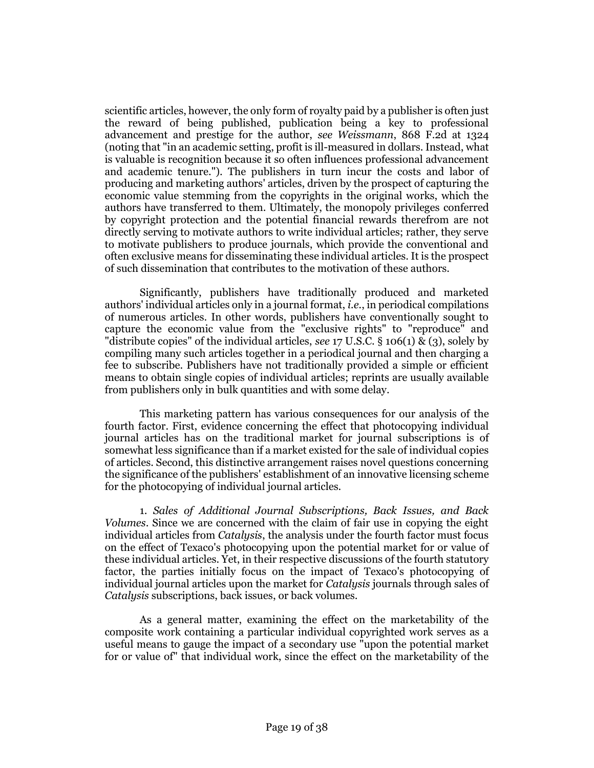scientific articles, however, the only form of royalty paid by a publisher is often just the reward of being published, publication being a key to professional advancement and prestige for the author, *see Weissmann*, 868 F.2d at 1324 (noting that "in an academic setting, profit is ill-measured in dollars. Instead, what is valuable is recognition because it so often influences professional advancement and academic tenure."). The publishers in turn incur the costs and labor of producing and marketing authors' articles, driven by the prospect of capturing the economic value stemming from the copyrights in the original works, which the authors have transferred to them. Ultimately, the monopoly privileges conferred by copyright protection and the potential financial rewards therefrom are not directly serving to motivate authors to write individual articles; rather, they serve to motivate publishers to produce journals, which provide the conventional and often exclusive means for disseminating these individual articles. It is the prospect of such dissemination that contributes to the motivation of these authors.

Significantly, publishers have traditionally produced and marketed authors' individual articles only in a journal format, *i.e.*, in periodical compilations of numerous articles. In other words, publishers have conventionally sought to capture the economic value from the "exclusive rights" to "reproduce" and "distribute copies" of the individual articles, *see* 17 U.S.C. § 106(1) & (3), solely by compiling many such articles together in a periodical journal and then charging a fee to subscribe. Publishers have not traditionally provided a simple or efficient means to obtain single copies of individual articles; reprints are usually available from publishers only in bulk quantities and with some delay.

This marketing pattern has various consequences for our analysis of the fourth factor. First, evidence concerning the effect that photocopying individual journal articles has on the traditional market for journal subscriptions is of somewhat less significance than if a market existed for the sale of individual copies of articles. Second, this distinctive arrangement raises novel questions concerning the significance of the publishers' establishment of an innovative licensing scheme for the photocopying of individual journal articles.

1. *Sales of Additional Journal Subscriptions, Back Issues, and Back Volumes*. Since we are concerned with the claim of fair use in copying the eight individual articles from *Catalysis*, the analysis under the fourth factor must focus on the effect of Texaco's photocopying upon the potential market for or value of these individual articles. Yet, in their respective discussions of the fourth statutory factor, the parties initially focus on the impact of Texaco's photocopying of individual journal articles upon the market for *Catalysis* journals through sales of *Catalysis* subscriptions, back issues, or back volumes.

As a general matter, examining the effect on the marketability of the composite work containing a particular individual copyrighted work serves as a useful means to gauge the impact of a secondary use "upon the potential market for or value of" that individual work, since the effect on the marketability of the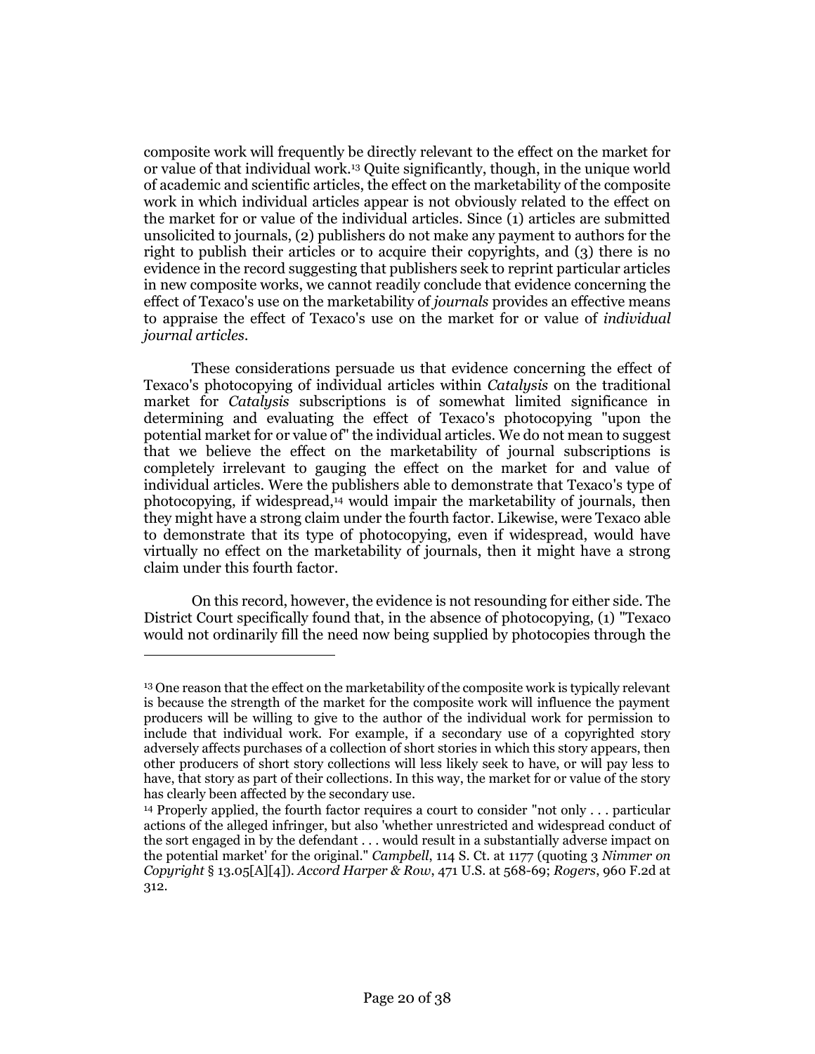composite work will frequently be directly relevant to the effect on the market for or value of that individual work.[13] Quite significantly, though, in the unique world of academic and scientific articles, the effect on the marketability of the composite work in which individual articles appear is not obviously related to the effect on the market for or value of the individual articles. Since (1) articles are submitted unsolicited to journals, (2) publishers do not make any payment to authors for the right to publish their articles or to acquire their copyrights, and (3) there is no evidence in the record suggesting that publishers seek to reprint particular articles in new composite works, we cannot readily conclude that evidence concerning the effect of Texaco's use on the marketability of *journals* provides an effective means to appraise the effect of Texaco's use on the market for or value of *individual journal articles*.

These considerations persuade us that evidence concerning the effect of Texaco's photocopying of individual articles within *Catalysis* on the traditional market for *Catalysis* subscriptions is of somewhat limited significance in determining and evaluating the effect of Texaco's photocopying "upon the potential market for or value of" the individual articles. We do not mean to suggest that we believe the effect on the marketability of journal subscriptions is completely irrelevant to gauging the effect on the market for and value of individual articles. Were the publishers able to demonstrate that Texaco's type of photocopying, if widespread,[14] would impair the marketability of journals, then they might have a strong claim under the fourth factor. Likewise, were Texaco able to demonstrate that its type of photocopying, even if widespread, would have virtually no effect on the marketability of journals, then it might have a strong claim under this fourth factor.

On this record, however, the evidence is not resounding for either side. The District Court specifically found that, in the absence of photocopying, (1) "Texaco would not ordinarily fill the need now being supplied by photocopies through the

---

[13] One reason that the effect on the marketability of the composite work is typically relevant is because the strength of the market for the composite work will influence the payment producers will be willing to give to the author of the individual work for permission to include that individual work. For example, if a secondary use of a copyrighted story adversely affects purchases of a collection of short stories in which this story appears, then other producers of short story collections will less likely seek to have, or will pay less to have, that story as part of their collections. In this way, the market for or value of the story has clearly been affected by the secondary use.

[14] Properly applied, the fourth factor requires a court to consider "not only . . . particular actions of the alleged infringer, but also 'whether unrestricted and widespread conduct of the sort engaged in by the defendant . . . would result in a substantially adverse impact on the potential market' for the original." *Campbell*, 114 S. Ct. at 1177 (quoting 3 *Nimmer on Copyright* § 13.05[A][4]). *Accord Harper & Row*, 471 U.S. at 568-69; *Rogers*, 960 F.2d at 312.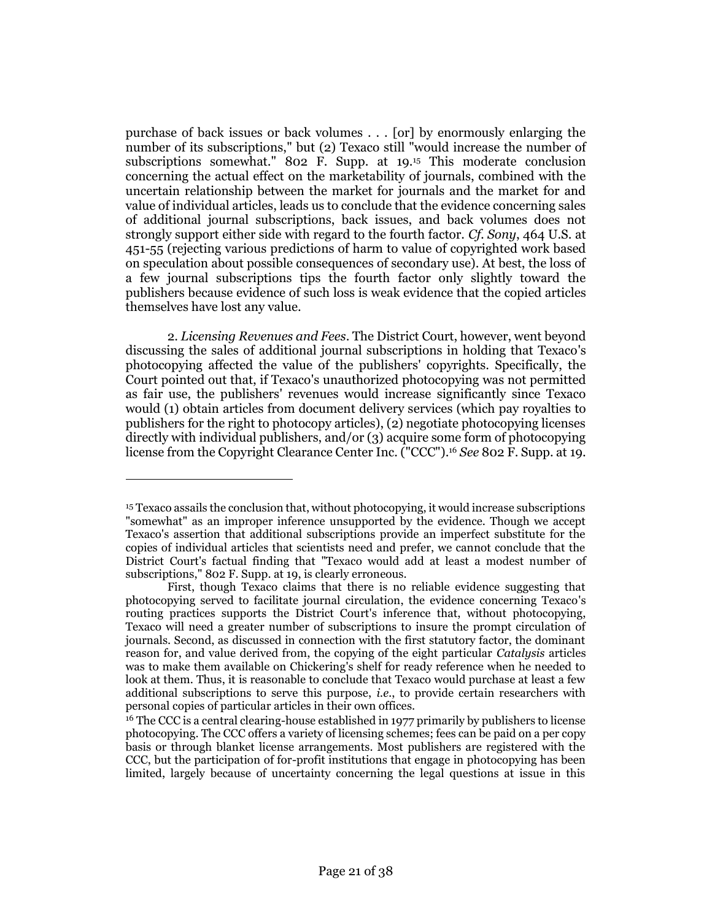purchase of back issues or back volumes . . . [or] by enormously enlarging the number of its subscriptions," but (2) Texaco still "would increase the number of subscriptions somewhat." 802 F. Supp. at 19.[15] This moderate conclusion concerning the actual effect on the marketability of journals, combined with the uncertain relationship between the market for journals and the market for and value of individual articles, leads us to conclude that the evidence concerning sales of additional journal subscriptions, back issues, and back volumes does not strongly support either side with regard to the fourth factor. *Cf. Sony*, 464 U.S. at 451-55 (rejecting various predictions of harm to value of copyrighted work based on speculation about possible consequences of secondary use). At best, the loss of a few journal subscriptions tips the fourth factor only slightly toward the publishers because evidence of such loss is weak evidence that the copied articles themselves have lost any value.

2. *Licensing Revenues and Fees*. The District Court, however, went beyond discussing the sales of additional journal subscriptions in holding that Texaco's photocopying affected the value of the publishers' copyrights. Specifically, the Court pointed out that, if Texaco's unauthorized photocopying was not permitted as fair use, the publishers' revenues would increase significantly since Texaco would (1) obtain articles from document delivery services (which pay royalties to publishers for the right to photocopy articles), (2) negotiate photocopying licenses directly with individual publishers, and/or (3) acquire some form of photocopying license from the Copyright Clearance Center Inc. ("CCC").[16] *See* 802 F. Supp. at 19.

---

[15] Texaco assails the conclusion that, without photocopying, it would increase subscriptions "somewhat" as an improper inference unsupported by the evidence. Though we accept Texaco's assertion that additional subscriptions provide an imperfect substitute for the copies of individual articles that scientists need and prefer, we cannot conclude that the District Court's factual finding that "Texaco would add at least a modest number of subscriptions," 802 F. Supp. at 19, is clearly erroneous.

First, though Texaco claims that there is no reliable evidence suggesting that photocopying served to facilitate journal circulation, the evidence concerning Texaco's routing practices supports the District Court's inference that, without photocopying, Texaco will need a greater number of subscriptions to insure the prompt circulation of journals. Second, as discussed in connection with the first statutory factor, the dominant reason for, and value derived from, the copying of the eight particular *Catalysis* articles was to make them available on Chickering's shelf for ready reference when he needed to look at them. Thus, it is reasonable to conclude that Texaco would purchase at least a few additional subscriptions to serve this purpose, *i.e.*, to provide certain researchers with personal copies of particular articles in their own offices.

[16] The CCC is a central clearing-house established in 1977 primarily by publishers to license photocopying. The CCC offers a variety of licensing schemes; fees can be paid on a per copy basis or through blanket license arrangements. Most publishers are registered with the CCC, but the participation of for-profit institutions that engage in photocopying has been limited, largely because of uncertainty concerning the legal questions at issue in this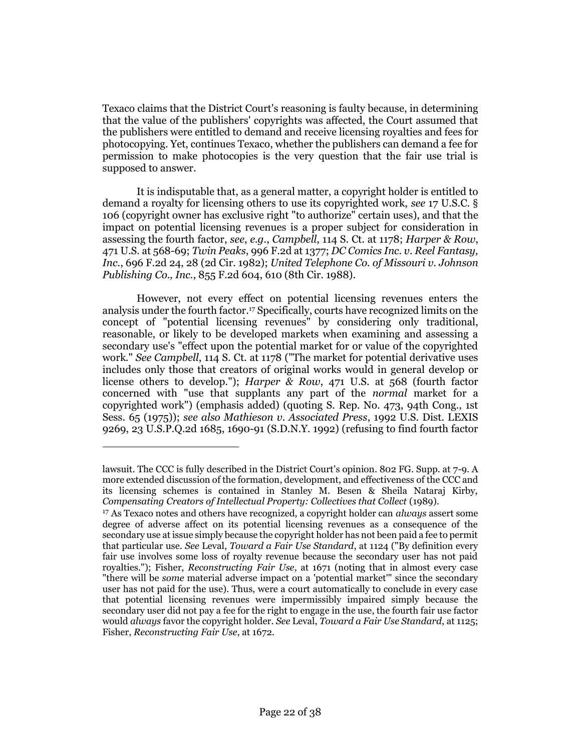Texaco claims that the District Court's reasoning is faulty because, in determining that the value of the publishers' copyrights was affected, the Court assumed that the publishers were entitled to demand and receive licensing royalties and fees for photocopying. Yet, continues Texaco, whether the publishers can demand a fee for permission to make photocopies is the very question that the fair use trial is supposed to answer.

It is indisputable that, as a general matter, a copyright holder is entitled to demand a royalty for licensing others to use its copyrighted work, *see* 17 U.S.C. § 106 (copyright owner has exclusive right "to authorize" certain uses), and that the impact on potential licensing revenues is a proper subject for consideration in assessing the fourth factor, *see, e.g.*, *Campbell*, 114 S. Ct. at 1178; *Harper & Row*, 471 U.S. at 568-69; *Twin Peaks*, 996 F.2d at 1377; *DC Comics Inc. v. Reel Fantasy, Inc.*, 696 F.2d 24, 28 (2d Cir. 1982); *United Telephone Co. of Missouri v. Johnson Publishing Co., Inc.*, 855 F.2d 604, 610 (8th Cir. 1988).

However, not every effect on potential licensing revenues enters the analysis under the fourth factor.[17] Specifically, courts have recognized limits on the concept of "potential licensing revenues" by considering only traditional, reasonable, or likely to be developed markets when examining and assessing a secondary use's "effect upon the potential market for or value of the copyrighted work." *See Campbell*, 114 S. Ct. at 1178 ("The market for potential derivative uses includes only those that creators of original works would in general develop or license others to develop."); *Harper & Row*, 471 U.S. at 568 (fourth factor concerned with "use that supplants any part of the *normal* market for a copyrighted work") (emphasis added) (quoting S. Rep. No. 473, 94th Cong., 1st Sess. 65 (1975)); *see also Mathieson v. Associated Press*, 1992 U.S. Dist. LEXIS 9269, 23 U.S.P.Q.2d 1685, 1690-91 (S.D.N.Y. 1992) (refusing to find fourth factor

---

lawsuit. The CCC is fully described in the District Court's opinion. 802 FG. Supp. at 7-9. A more extended discussion of the formation, development, and effectiveness of the CCC and its licensing schemes is contained in Stanley M. Besen & Sheila Nataraj Kirby, *Compensating Creators of Intellectual Property: Collectives that Collect* (1989).

[17] As Texaco notes and others have recognized, a copyright holder can *always* assert some degree of adverse affect on its potential licensing revenues as a consequence of the secondary use at issue simply because the copyright holder has not been paid a fee to permit that particular use. *See* Leval, *Toward a Fair Use Standard*, at 1124 ("By definition every fair use involves some loss of royalty revenue because the secondary user has not paid royalties."); Fisher, *Reconstructing Fair Use*, at 1671 (noting that in almost every case "there will be *some* material adverse impact on a 'potential market'" since the secondary user has not paid for the use). Thus, were a court automatically to conclude in every case that potential licensing revenues were impermissibly impaired simply because the secondary user did not pay a fee for the right to engage in the use, the fourth fair use factor would *always* favor the copyright holder. *See* Leval, *Toward a Fair Use Standard*, at 1125; Fisher, *Reconstructing Fair Use*, at 1672.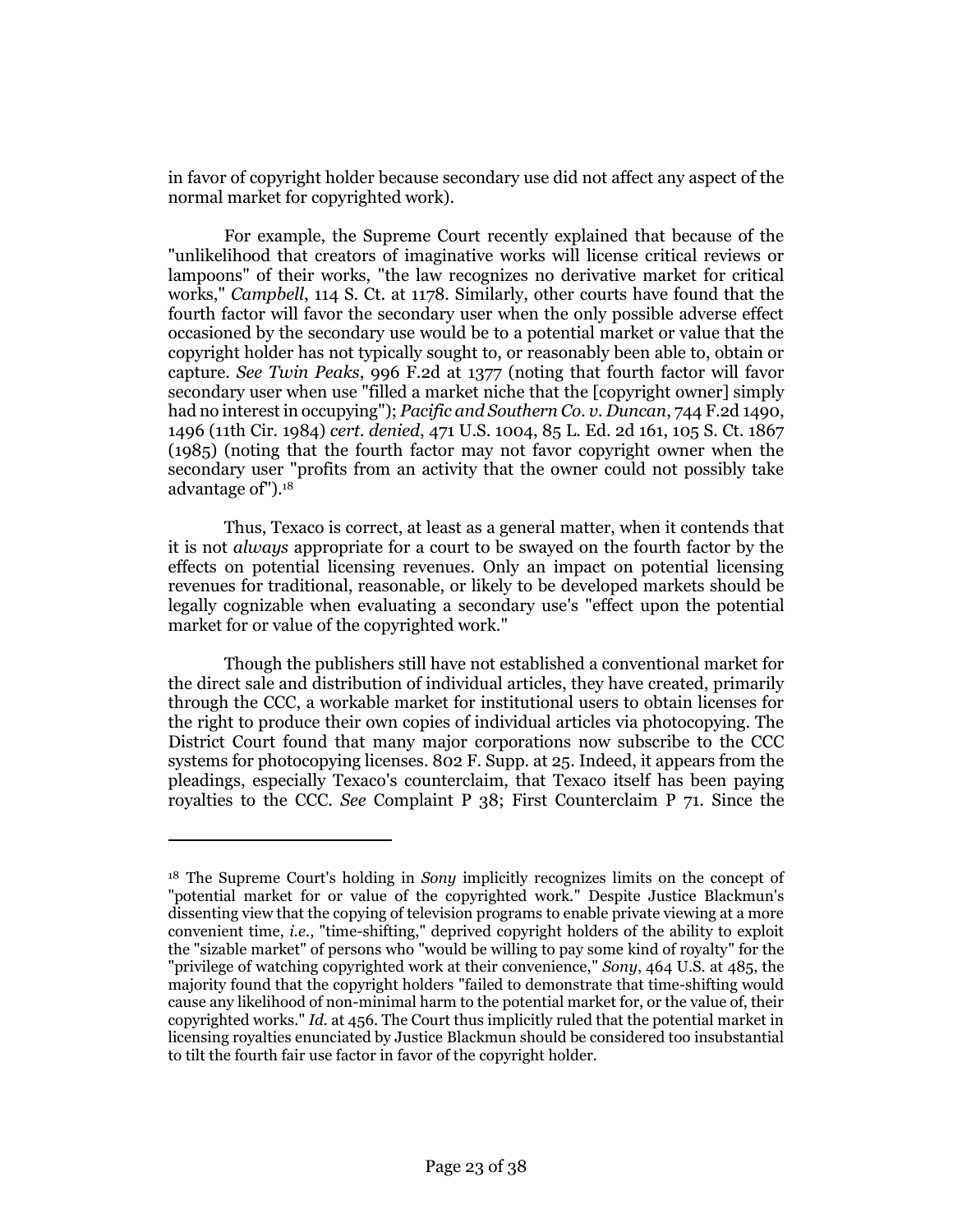in favor of copyright holder because secondary use did not affect any aspect of the normal market for copyrighted work).

For example, the Supreme Court recently explained that because of the "unlikelihood that creators of imaginative works will license critical reviews or lampoons" of their works, "the law recognizes no derivative market for critical works," *Campbell*, 114 S. Ct. at 1178. Similarly, other courts have found that the fourth factor will favor the secondary user when the only possible adverse effect occasioned by the secondary use would be to a potential market or value that the copyright holder has not typically sought to, or reasonably been able to, obtain or capture. *See Twin Peaks*, 996 F.2d at 1377 (noting that fourth factor will favor secondary user when use "filled a market niche that the [copyright owner] simply had no interest in occupying"); *Pacific and Southern Co. v. Duncan*, 744 F.2d 1490, 1496 (11th Cir. 1984) *cert. denied*, 471 U.S. 1004, 85 L. Ed. 2d 161, 105 S. Ct. 1867 (1985) (noting that the fourth factor may not favor copyright owner when the secondary user "profits from an activity that the owner could not possibly take advantage of").[18]

Thus, Texaco is correct, at least as a general matter, when it contends that it is not *always* appropriate for a court to be swayed on the fourth factor by the effects on potential licensing revenues. Only an impact on potential licensing revenues for traditional, reasonable, or likely to be developed markets should be legally cognizable when evaluating a secondary use's "effect upon the potential market for or value of the copyrighted work."

Though the publishers still have not established a conventional market for the direct sale and distribution of individual articles, they have created, primarily through the CCC, a workable market for institutional users to obtain licenses for the right to produce their own copies of individual articles via photocopying. The District Court found that many major corporations now subscribe to the CCC systems for photocopying licenses. 802 F. Supp. at 25. Indeed, it appears from the pleadings, especially Texaco's counterclaim, that Texaco itself has been paying royalties to the CCC. *See* Complaint P 38; First Counterclaim P 71. Since the

---

[18] The Supreme Court's holding in *Sony* implicitly recognizes limits on the concept of "potential market for or value of the copyrighted work." Despite Justice Blackmun's dissenting view that the copying of television programs to enable private viewing at a more convenient time, *i.e.*, "time-shifting," deprived copyright holders of the ability to exploit the "sizable market" of persons who "would be willing to pay some kind of royalty" for the "privilege of watching copyrighted work at their convenience," *Sony*, 464 U.S. at 485, the majority found that the copyright holders "failed to demonstrate that time-shifting would cause any likelihood of non-minimal harm to the potential market for, or the value of, their copyrighted works." *Id.* at 456. The Court thus implicitly ruled that the potential market in licensing royalties enunciated by Justice Blackmun should be considered too insubstantial to tilt the fourth fair use factor in favor of the copyright holder.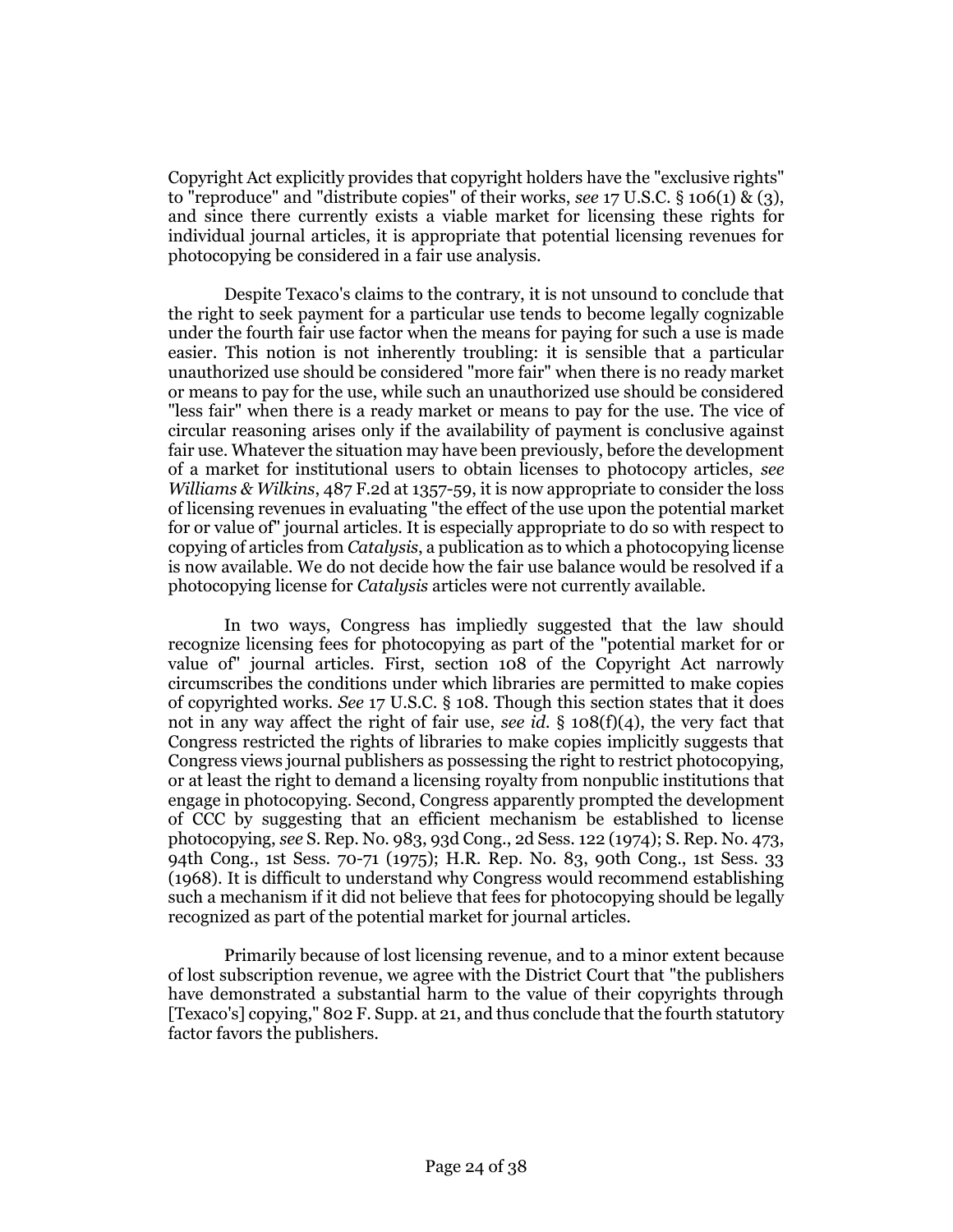Copyright Act explicitly provides that copyright holders have the "exclusive rights" to "reproduce" and "distribute copies" of their works, *see* 17 U.S.C. § 106(1) & (3), and since there currently exists a viable market for licensing these rights for individual journal articles, it is appropriate that potential licensing revenues for photocopying be considered in a fair use analysis.

Despite Texaco's claims to the contrary, it is not unsound to conclude that the right to seek payment for a particular use tends to become legally cognizable under the fourth fair use factor when the means for paying for such a use is made easier. This notion is not inherently troubling: it is sensible that a particular unauthorized use should be considered "more fair" when there is no ready market or means to pay for the use, while such an unauthorized use should be considered "less fair" when there is a ready market or means to pay for the use. The vice of circular reasoning arises only if the availability of payment is conclusive against fair use. Whatever the situation may have been previously, before the development of a market for institutional users to obtain licenses to photocopy articles, *see Williams & Wilkins*, 487 F.2d at 1357-59, it is now appropriate to consider the loss of licensing revenues in evaluating "the effect of the use upon the potential market for or value of" journal articles. It is especially appropriate to do so with respect to copying of articles from *Catalysis*, a publication as to which a photocopying license is now available. We do not decide how the fair use balance would be resolved if a photocopying license for *Catalysis* articles were not currently available.

In two ways, Congress has impliedly suggested that the law should recognize licensing fees for photocopying as part of the "potential market for or value of" journal articles. First, section 108 of the Copyright Act narrowly circumscribes the conditions under which libraries are permitted to make copies of copyrighted works. *See* 17 U.S.C. § 108. Though this section states that it does not in any way affect the right of fair use, *see id.* § 108(f)(4), the very fact that Congress restricted the rights of libraries to make copies implicitly suggests that Congress views journal publishers as possessing the right to restrict photocopying, or at least the right to demand a licensing royalty from nonpublic institutions that engage in photocopying. Second, Congress apparently prompted the development of CCC by suggesting that an efficient mechanism be established to license photocopying, *see* S. Rep. No. 983, 93d Cong., 2d Sess. 122 (1974); S. Rep. No. 473, 94th Cong., 1st Sess. 70-71 (1975); H.R. Rep. No. 83, 90th Cong., 1st Sess. 33 (1968). It is difficult to understand why Congress would recommend establishing such a mechanism if it did not believe that fees for photocopying should be legally recognized as part of the potential market for journal articles.

Primarily because of lost licensing revenue, and to a minor extent because of lost subscription revenue, we agree with the District Court that "the publishers have demonstrated a substantial harm to the value of their copyrights through [Texaco's] copying," 802 F. Supp. at 21, and thus conclude that the fourth statutory factor favors the publishers.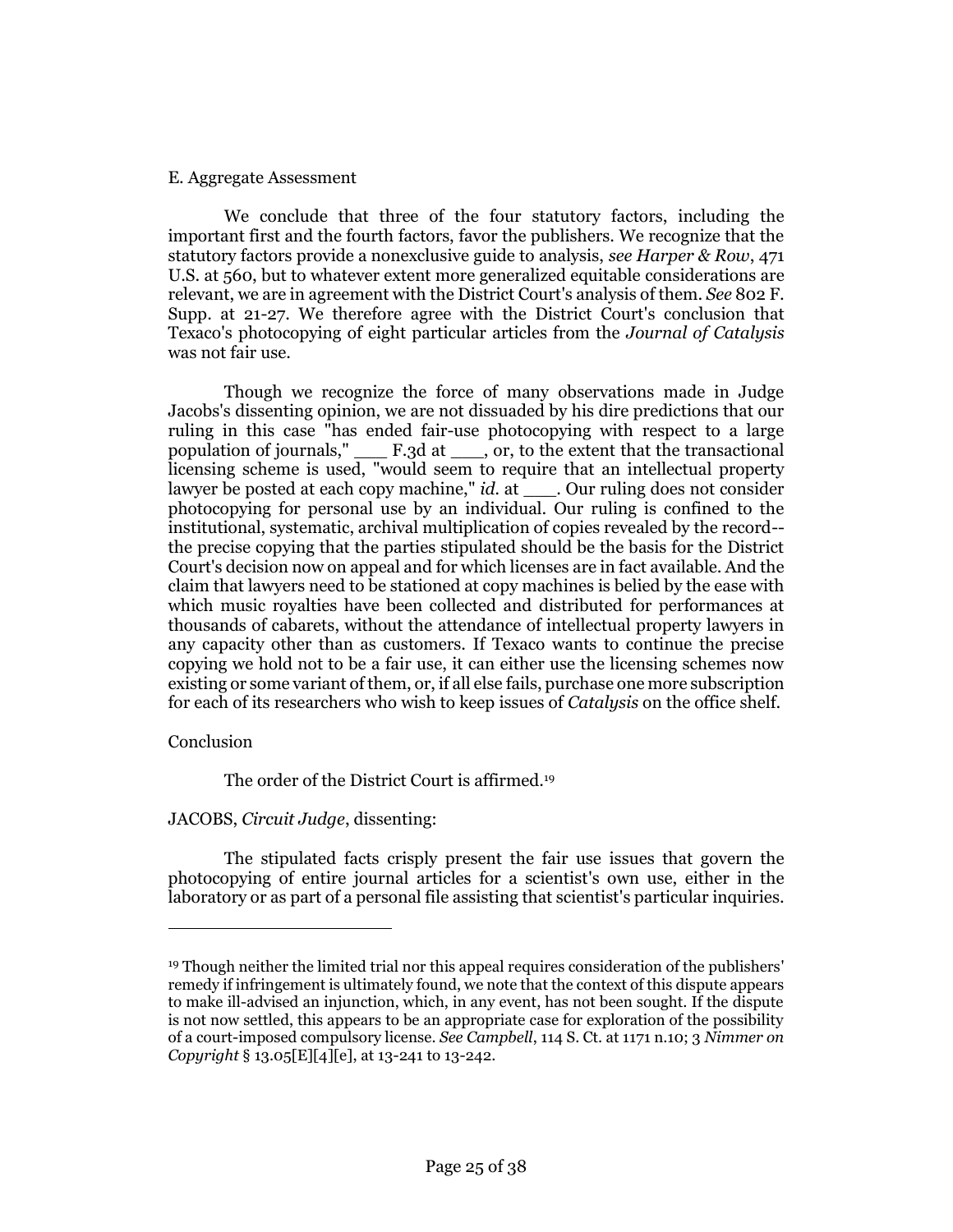E. Aggregate Assessment

We conclude that three of the four statutory factors, including the important first and the fourth factors, favor the publishers. We recognize that the statutory factors provide a nonexclusive guide to analysis, *see Harper & Row*, 471 U.S. at 560, but to whatever extent more generalized equitable considerations are relevant, we are in agreement with the District Court's analysis of them. *See* 802 F. Supp. at 21-27. We therefore agree with the District Court's conclusion that Texaco's photocopying of eight particular articles from the *Journal of Catalysis* was not fair use.

Though we recognize the force of many observations made in Judge Jacobs's dissenting opinion, we are not dissuaded by his dire predictions that our ruling in this case "has ended fair-use photocopying with respect to a large population of journals," ___ F.3d at ___, or, to the extent that the transactional licensing scheme is used, "would seem to require that an intellectual property lawyer be posted at each copy machine," *id.* at ___. Our ruling does not consider photocopying for personal use by an individual. Our ruling is confined to the institutional, systematic, archival multiplication of copies revealed by the record--the precise copying that the parties stipulated should be the basis for the District Court's decision now on appeal and for which licenses are in fact available. And the claim that lawyers need to be stationed at copy machines is belied by the ease with which music royalties have been collected and distributed for performances at thousands of cabarets, without the attendance of intellectual property lawyers in any capacity other than as customers. If Texaco wants to continue the precise copying we hold not to be a fair use, it can either use the licensing schemes now existing or some variant of them, or, if all else fails, purchase one more subscription for each of its researchers who wish to keep issues of *Catalysis* on the office shelf.

Conclusion

The order of the District Court is affirmed.[19]

JACOBS, *Circuit Judge*, dissenting:

The stipulated facts crisply present the fair use issues that govern the photocopying of entire journal articles for a scientist's own use, either in the laboratory or as part of a personal file assisting that scientist's particular inquiries.

---

[19] Though neither the limited trial nor this appeal requires consideration of the publishers' remedy if infringement is ultimately found, we note that the context of this dispute appears to make ill-advised an injunction, which, in any event, has not been sought. If the dispute is not now settled, this appears to be an appropriate case for exploration of the possibility of a court-imposed compulsory license. *See Campbell*, 114 S. Ct. at 1171 n.10; 3 *Nimmer on Copyright* § 13.05[E][4][e], at 13-241 to 13-242.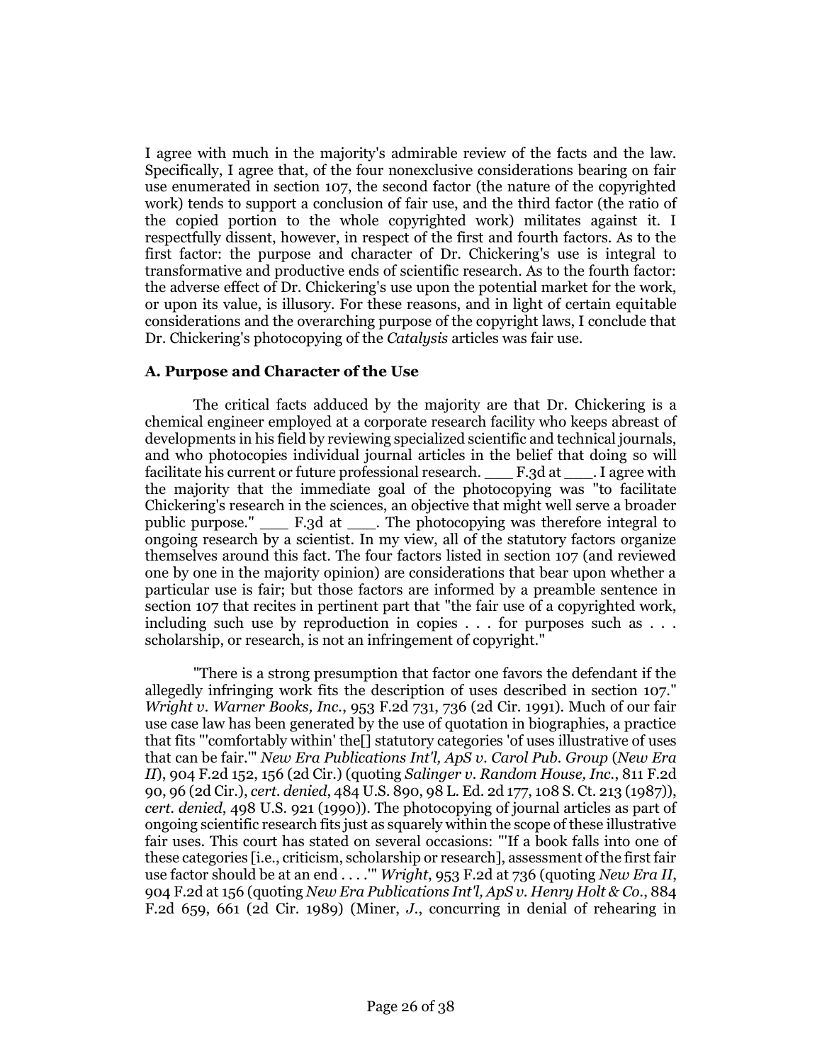I agree with much in the majority's admirable review of the facts and the law. Specifically, I agree that, of the four nonexclusive considerations bearing on fair use enumerated in section 107, the second factor (the nature of the copyrighted work) tends to support a conclusion of fair use, and the third factor (the ratio of the copied portion to the whole copyrighted work) militates against it. I respectfully dissent, however, in respect of the first and fourth factors. As to the first factor: the purpose and character of Dr. Chickering's use is integral to transformative and productive ends of scientific research. As to the fourth factor: the adverse effect of Dr. Chickering's use upon the potential market for the work, or upon its value, is illusory. For these reasons, and in light of certain equitable considerations and the overarching purpose of the copyright laws, I conclude that Dr. Chickering's photocopying of the *Catalysis* articles was fair use.

### A. Purpose and Character of the Use

The critical facts adduced by the majority are that Dr. Chickering is a chemical engineer employed at a corporate research facility who keeps abreast of developments in his field by reviewing specialized scientific and technical journals, and who photocopies individual journal articles in the belief that doing so will facilitate his current or future professional research. ___ F.3d at ___. I agree with the majority that the immediate goal of the photocopying was "to facilitate Chickering's research in the sciences, an objective that might well serve a broader public purpose." ___ F.3d at ___. The photocopying was therefore integral to ongoing research by a scientist. In my view, all of the statutory factors organize themselves around this fact. The four factors listed in section 107 (and reviewed one by one in the majority opinion) are considerations that bear upon whether a particular use is fair; but those factors are informed by a preamble sentence in section 107 that recites in pertinent part that "the fair use of a copyrighted work, including such use by reproduction in copies . . . for purposes such as . . . scholarship, or research, is not an infringement of copyright."

"There is a strong presumption that factor one favors the defendant if the allegedly infringing work fits the description of uses described in section 107." *Wright v. Warner Books, Inc.*, 953 F.2d 731, 736 (2d Cir. 1991). Much of our fair use case law has been generated by the use of quotation in biographies, a practice that fits "'comfortably within' the[] statutory categories 'of uses illustrative of uses that can be fair.'" *New Era Publications Int'l, ApS v. Carol Pub. Group* (*New Era II*), 904 F.2d 152, 156 (2d Cir.) (quoting *Salinger v. Random House, Inc.*, 811 F.2d 90, 96 (2d Cir.), *cert. denied*, 484 U.S. 890, 98 L. Ed. 2d 177, 108 S. Ct. 213 (1987)), *cert. denied*, 498 U.S. 921 (1990)). The photocopying of journal articles as part of ongoing scientific research fits just as squarely within the scope of these illustrative fair uses. This court has stated on several occasions: "'If a book falls into one of these categories [i.e., criticism, scholarship or research], assessment of the first fair use factor should be at an end . . . .'" *Wright*, 953 F.2d at 736 (quoting *New Era II*, 904 F.2d at 156 (quoting *New Era Publications Int'l, ApS v. Henry Holt & Co.*, 884 F.2d 659, 661 (2d Cir. 1989) (Miner, *J.*, concurring in denial of rehearing in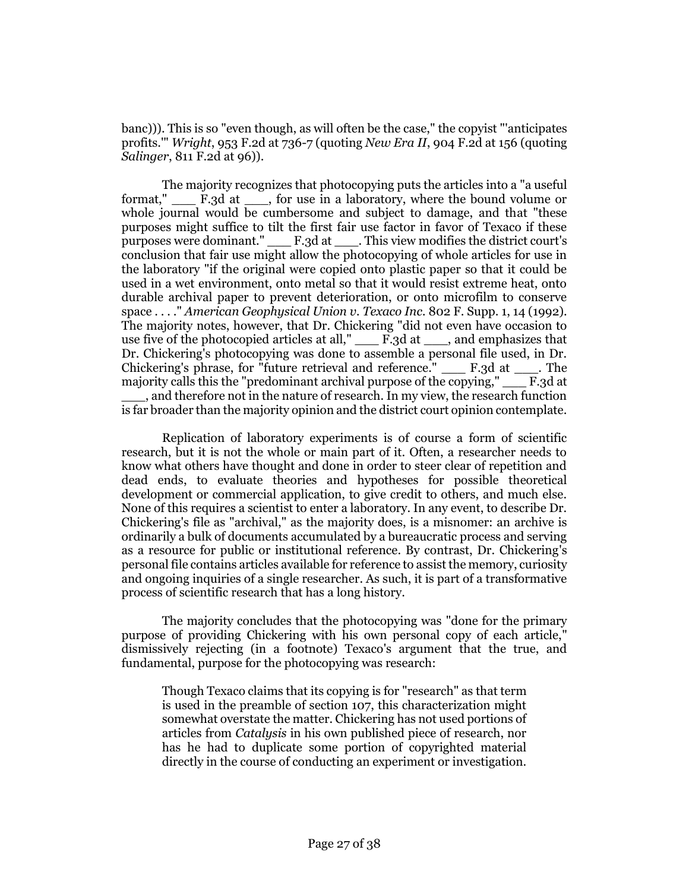banc))). This is so "even though, as will often be the case," the copyist "'anticipates profits.'" *Wright*, 953 F.2d at 736-7 (quoting *New Era II*, 904 F.2d at 156 (quoting *Salinger*, 811 F.2d at 96)).

The majority recognizes that photocopying puts the articles into a "a useful format," ___ F.3d at ___, for use in a laboratory, where the bound volume or whole journal would be cumbersome and subject to damage, and that "these purposes might suffice to tilt the first fair use factor in favor of Texaco if these purposes were dominant." ___ F.3d at ___. This view modifies the district court's conclusion that fair use might allow the photocopying of whole articles for use in the laboratory "if the original were copied onto plastic paper so that it could be used in a wet environment, onto metal so that it would resist extreme heat, onto durable archival paper to prevent deterioration, or onto microfilm to conserve space . . . ." *American Geophysical Union v. Texaco Inc.* 802 F. Supp. 1, 14 (1992). The majority notes, however, that Dr. Chickering "did not even have occasion to use five of the photocopied articles at all," ___ F.3d at ___, and emphasizes that Dr. Chickering's photocopying was done to assemble a personal file used, in Dr. Chickering's phrase, for "future retrieval and reference." ___ F.3d at ___. The majority calls this the "predominant archival purpose of the copying," ___ F.3d at ___, and therefore not in the nature of research. In my view, the research function is far broader than the majority opinion and the district court opinion contemplate.

Replication of laboratory experiments is of course a form of scientific research, but it is not the whole or main part of it. Often, a researcher needs to know what others have thought and done in order to steer clear of repetition and dead ends, to evaluate theories and hypotheses for possible theoretical development or commercial application, to give credit to others, and much else. None of this requires a scientist to enter a laboratory. In any event, to describe Dr. Chickering's file as "archival," as the majority does, is a misnomer: an archive is ordinarily a bulk of documents accumulated by a bureaucratic process and serving as a resource for public or institutional reference. By contrast, Dr. Chickering's personal file contains articles available for reference to assist the memory, curiosity and ongoing inquiries of a single researcher. As such, it is part of a transformative process of scientific research that has a long history.

The majority concludes that the photocopying was "done for the primary purpose of providing Chickering with his own personal copy of each article," dismissively rejecting (in a footnote) Texaco's argument that the true, and fundamental, purpose for the photocopying was research:

> Though Texaco claims that its copying is for "research" as that term is used in the preamble of section 107, this characterization might somewhat overstate the matter. Chickering has not used portions of articles from *Catalysis* in his own published piece of research, nor has he had to duplicate some portion of copyrighted material directly in the course of conducting an experiment or investigation.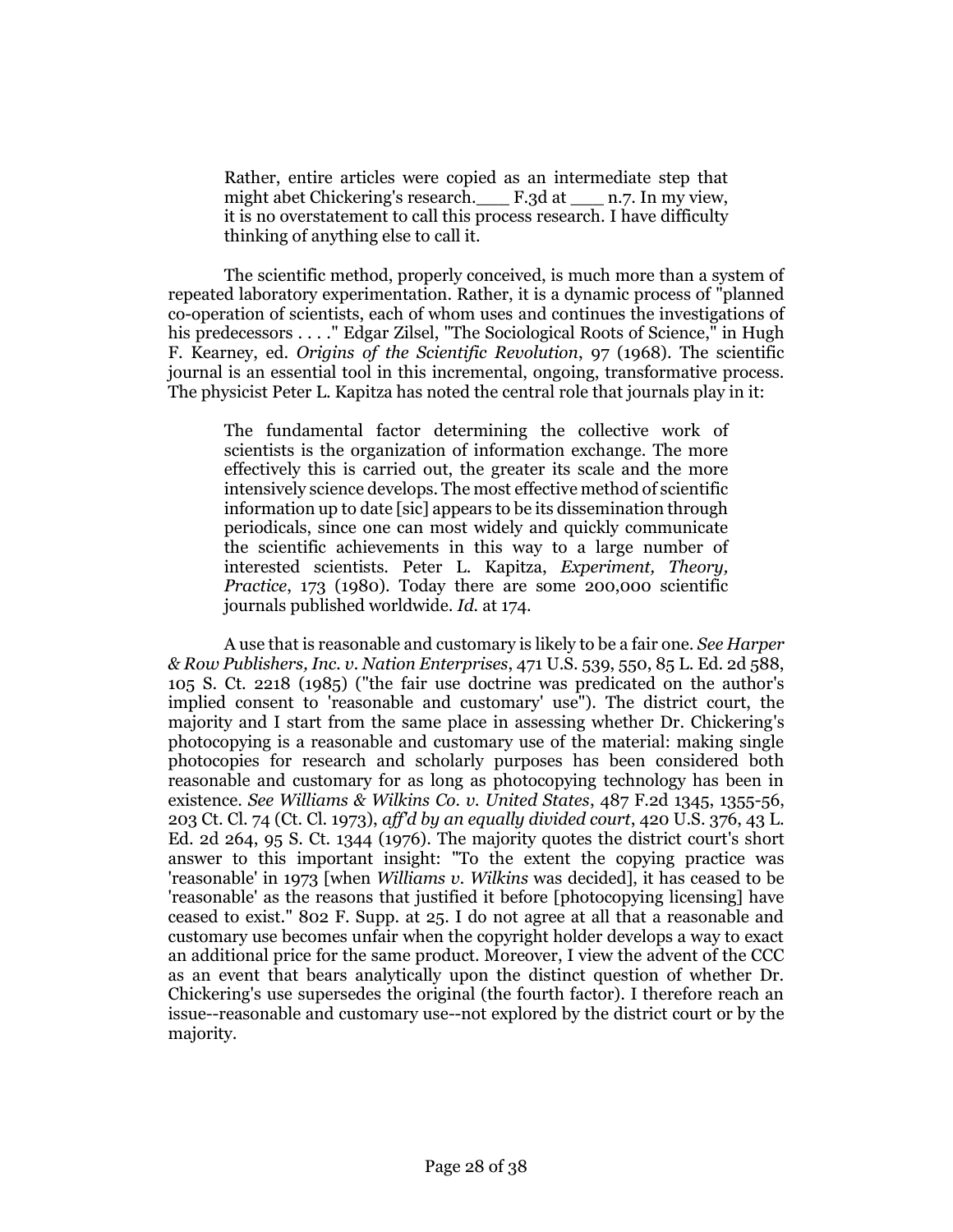> Rather, entire articles were copied as an intermediate step that might abet Chickering's research.___ F.3d at ___ n.7. In my view, it is no overstatement to call this process research. I have difficulty thinking of anything else to call it.

The scientific method, properly conceived, is much more than a system of repeated laboratory experimentation. Rather, it is a dynamic process of "planned co-operation of scientists, each of whom uses and continues the investigations of his predecessors . . . ." Edgar Zilsel, "The Sociological Roots of Science," in Hugh F. Kearney, ed. *Origins of the Scientific Revolution*, 97 (1968). The scientific journal is an essential tool in this incremental, ongoing, transformative process. The physicist Peter L. Kapitza has noted the central role that journals play in it:

> The fundamental factor determining the collective work of scientists is the organization of information exchange. The more effectively this is carried out, the greater its scale and the more intensively science develops. The most effective method of scientific information up to date [sic] appears to be its dissemination through periodicals, since one can most widely and quickly communicate the scientific achievements in this way to a large number of interested scientists. Peter L. Kapitza, *Experiment, Theory, Practice*, 173 (1980). Today there are some 200,000 scientific journals published worldwide. *Id.* at 174.

A use that is reasonable and customary is likely to be a fair one. *See Harper & Row Publishers, Inc. v. Nation Enterprises*, 471 U.S. 539, 550, 85 L. Ed. 2d 588, 105 S. Ct. 2218 (1985) ("the fair use doctrine was predicated on the author's implied consent to 'reasonable and customary' use"). The district court, the majority and I start from the same place in assessing whether Dr. Chickering's photocopying is a reasonable and customary use of the material: making single photocopies for research and scholarly purposes has been considered both reasonable and customary for as long as photocopying technology has been in existence. *See Williams & Wilkins Co. v. United States*, 487 F.2d 1345, 1355-56, 203 Ct. Cl. 74 (Ct. Cl. 1973), *aff'd by an equally divided court*, 420 U.S. 376, 43 L. Ed. 2d 264, 95 S. Ct. 1344 (1976). The majority quotes the district court's short answer to this important insight: "To the extent the copying practice was 'reasonable' in 1973 [when *Williams v. Wilkins* was decided], it has ceased to be 'reasonable' as the reasons that justified it before [photocopying licensing] have ceased to exist." 802 F. Supp. at 25. I do not agree at all that a reasonable and customary use becomes unfair when the copyright holder develops a way to exact an additional price for the same product. Moreover, I view the advent of the CCC as an event that bears analytically upon the distinct question of whether Dr. Chickering's use supersedes the original (the fourth factor). I therefore reach an issue--reasonable and customary use--not explored by the district court or by the majority.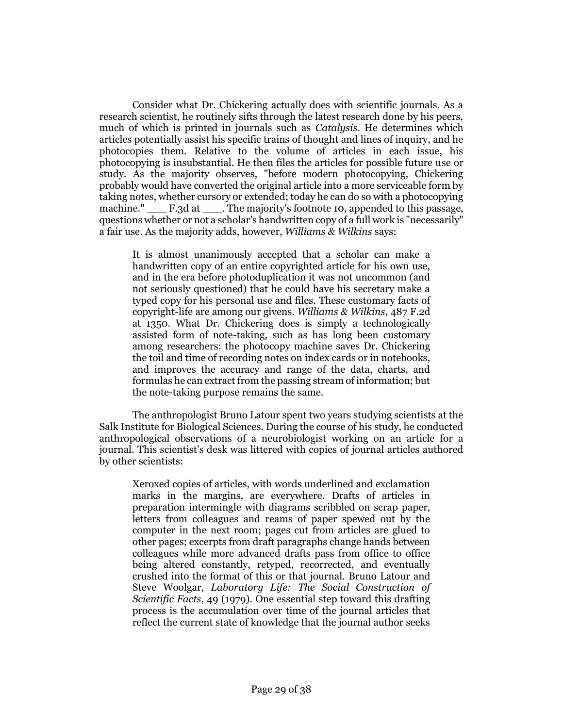Consider what Dr. Chickering actually does with scientific journals. As a research scientist, he routinely sifts through the latest research done by his peers, much of which is printed in journals such as *Catalysis*. He determines which articles potentially assist his specific trains of thought and lines of inquiry, and he photocopies them. Relative to the volume of articles in each issue, his photocopying is insubstantial. He then files the articles for possible future use or study. As the majority observes, "before modern photocopying, Chickering probably would have converted the original article into a more serviceable form by taking notes, whether cursory or extended; today he can do so with a photocopying machine." ___ F.3d at ___. The majority's footnote 10, appended to this passage, questions whether or not a scholar's handwritten copy of a full work is "necessarily" a fair use. As the majority adds, however, *Williams & Wilkins* says:

> It is almost unanimously accepted that a scholar can make a handwritten copy of an entire copyrighted article for his own use, and in the era before photoduplication it was not uncommon (and not seriously questioned) that he could have his secretary make a typed copy for his personal use and files. These customary facts of copyright-life are among our givens. *Williams & Wilkins*, 487 F.2d at 1350. What Dr. Chickering does is simply a technologically assisted form of note-taking, such as has long been customary among researchers: the photocopy machine saves Dr. Chickering the toil and time of recording notes on index cards or in notebooks, and improves the accuracy and range of the data, charts, and formulas he can extract from the passing stream of information; but the note-taking purpose remains the same.

The anthropologist Bruno Latour spent two years studying scientists at the Salk Institute for Biological Sciences. During the course of his study, he conducted anthropological observations of a neurobiologist working on an article for a journal. This scientist's desk was littered with copies of journal articles authored by other scientists:

> Xeroxed copies of articles, with words underlined and exclamation marks in the margins, are everywhere. Drafts of articles in preparation intermingle with diagrams scribbled on scrap paper, letters from colleagues and reams of paper spewed out by the computer in the next room; pages cut from articles are glued to other pages; excerpts from draft paragraphs change hands between colleagues while more advanced drafts pass from office to office being altered constantly, retyped, recorrected, and eventually crushed into the format of this or that journal. Bruno Latour and Steve Woolgar, *Laboratory Life: The Social Construction of Scientific Facts*, 49 (1979). One essential step toward this drafting process is the accumulation over time of the journal articles that reflect the current state of knowledge that the journal author seeks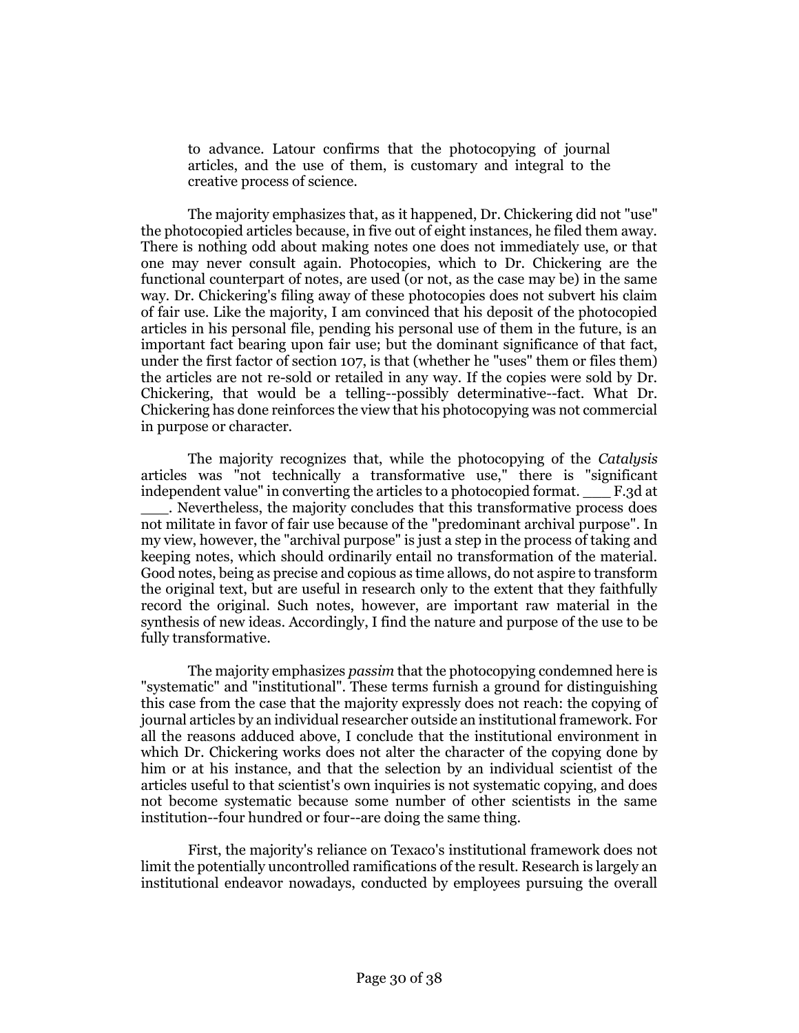> to advance. Latour confirms that the photocopying of journal articles, and the use of them, is customary and integral to the creative process of science.

The majority emphasizes that, as it happened, Dr. Chickering did not "use" the photocopied articles because, in five out of eight instances, he filed them away. There is nothing odd about making notes one does not immediately use, or that one may never consult again. Photocopies, which to Dr. Chickering are the functional counterpart of notes, are used (or not, as the case may be) in the same way. Dr. Chickering's filing away of these photocopies does not subvert his claim of fair use. Like the majority, I am convinced that his deposit of the photocopied articles in his personal file, pending his personal use of them in the future, is an important fact bearing upon fair use; but the dominant significance of that fact, under the first factor of section 107, is that (whether he "uses" them or files them) the articles are not re-sold or retailed in any way. If the copies were sold by Dr. Chickering, that would be a telling--possibly determinative--fact. What Dr. Chickering has done reinforces the view that his photocopying was not commercial in purpose or character.

The majority recognizes that, while the photocopying of the *Catalysis* articles was "not technically a transformative use," there is "significant independent value" in converting the articles to a photocopied format. ___ F.3d at ___. Nevertheless, the majority concludes that this transformative process does not militate in favor of fair use because of the "predominant archival purpose". In my view, however, the "archival purpose" is just a step in the process of taking and keeping notes, which should ordinarily entail no transformation of the material. Good notes, being as precise and copious as time allows, do not aspire to transform the original text, but are useful in research only to the extent that they faithfully record the original. Such notes, however, are important raw material in the synthesis of new ideas. Accordingly, I find the nature and purpose of the use to be fully transformative.

The majority emphasizes *passim* that the photocopying condemned here is "systematic" and "institutional". These terms furnish a ground for distinguishing this case from the case that the majority expressly does not reach: the copying of journal articles by an individual researcher outside an institutional framework. For all the reasons adduced above, I conclude that the institutional environment in which Dr. Chickering works does not alter the character of the copying done by him or at his instance, and that the selection by an individual scientist of the articles useful to that scientist's own inquiries is not systematic copying, and does not become systematic because some number of other scientists in the same institution--four hundred or four--are doing the same thing.

First, the majority's reliance on Texaco's institutional framework does not limit the potentially uncontrolled ramifications of the result. Research is largely an institutional endeavor nowadays, conducted by employees pursuing the overall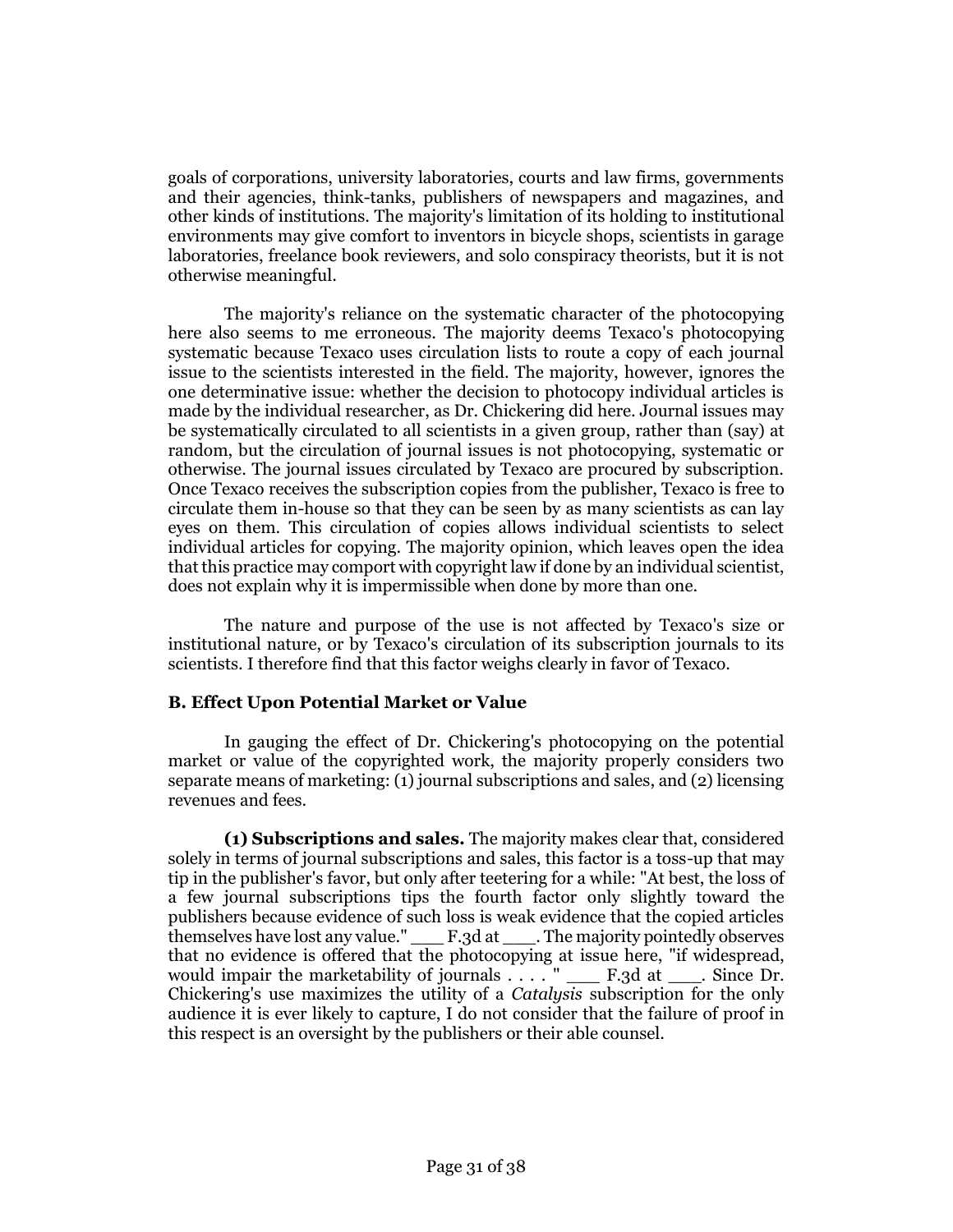goals of corporations, university laboratories, courts and law firms, governments and their agencies, think-tanks, publishers of newspapers and magazines, and other kinds of institutions. The majority's limitation of its holding to institutional environments may give comfort to inventors in bicycle shops, scientists in garage laboratories, freelance book reviewers, and solo conspiracy theorists, but it is not otherwise meaningful.

The majority's reliance on the systematic character of the photocopying here also seems to me erroneous. The majority deems Texaco's photocopying systematic because Texaco uses circulation lists to route a copy of each journal issue to the scientists interested in the field. The majority, however, ignores the one determinative issue: whether the decision to photocopy individual articles is made by the individual researcher, as Dr. Chickering did here. Journal issues may be systematically circulated to all scientists in a given group, rather than (say) at random, but the circulation of journal issues is not photocopying, systematic or otherwise. The journal issues circulated by Texaco are procured by subscription. Once Texaco receives the subscription copies from the publisher, Texaco is free to circulate them in-house so that they can be seen by as many scientists as can lay eyes on them. This circulation of copies allows individual scientists to select individual articles for copying. The majority opinion, which leaves open the idea that this practice may comport with copyright law if done by an individual scientist, does not explain why it is impermissible when done by more than one.

The nature and purpose of the use is not affected by Texaco's size or institutional nature, or by Texaco's circulation of its subscription journals to its scientists. I therefore find that this factor weighs clearly in favor of Texaco.

### B. Effect Upon Potential Market or Value

In gauging the effect of Dr. Chickering's photocopying on the potential market or value of the copyrighted work, the majority properly considers two separate means of marketing: (1) journal subscriptions and sales, and (2) licensing revenues and fees.

**(1) Subscriptions and sales.** The majority makes clear that, considered solely in terms of journal subscriptions and sales, this factor is a toss-up that may tip in the publisher's favor, but only after teetering for a while: "At best, the loss of a few journal subscriptions tips the fourth factor only slightly toward the publishers because evidence of such loss is weak evidence that the copied articles themselves have lost any value." ___ F.3d at ___. The majority pointedly observes that no evidence is offered that the photocopying at issue here, "if widespread, would impair the marketability of journals . . . . " ___ F.3d at ___. Since Dr. Chickering's use maximizes the utility of a *Catalysis* subscription for the only audience it is ever likely to capture, I do not consider that the failure of proof in this respect is an oversight by the publishers or their able counsel.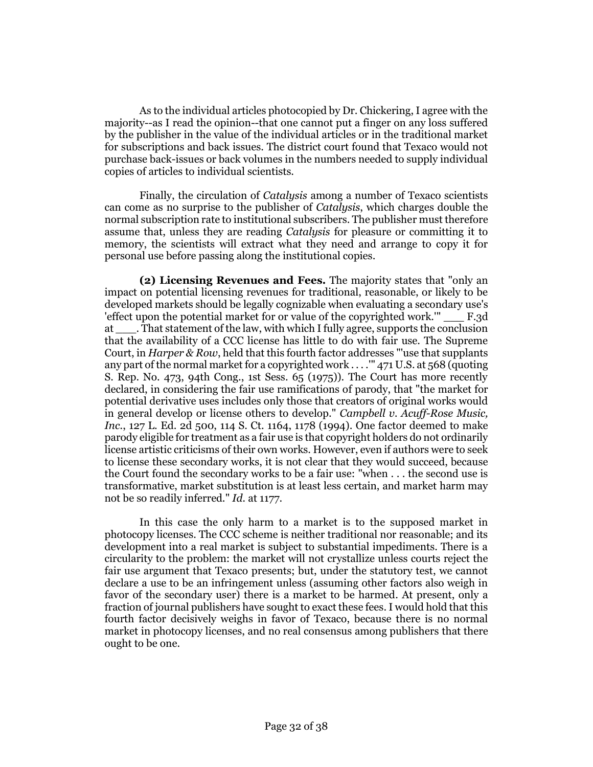As to the individual articles photocopied by Dr. Chickering, I agree with the majority--as I read the opinion--that one cannot put a finger on any loss suffered by the publisher in the value of the individual articles or in the traditional market for subscriptions and back issues. The district court found that Texaco would not purchase back-issues or back volumes in the numbers needed to supply individual copies of articles to individual scientists.

Finally, the circulation of *Catalysis* among a number of Texaco scientists can come as no surprise to the publisher of *Catalysis*, which charges double the normal subscription rate to institutional subscribers. The publisher must therefore assume that, unless they are reading *Catalysis* for pleasure or committing it to memory, the scientists will extract what they need and arrange to copy it for personal use before passing along the institutional copies.

**(2) Licensing Revenues and Fees.** The majority states that "only an impact on potential licensing revenues for traditional, reasonable, or likely to be developed markets should be legally cognizable when evaluating a secondary use's 'effect upon the potential market for or value of the copyrighted work.'" ___ F.3d at ___. That statement of the law, with which I fully agree, supports the conclusion that the availability of a CCC license has little to do with fair use. The Supreme Court, in *Harper & Row*, held that this fourth factor addresses "'use that supplants any part of the normal market for a copyrighted work . . . .'" 471 U.S. at 568 (quoting S. Rep. No. 473, 94th Cong., 1st Sess. 65 (1975)). The Court has more recently declared, in considering the fair use ramifications of parody, that "the market for potential derivative uses includes only those that creators of original works would in general develop or license others to develop." *Campbell v. Acuff-Rose Music, Inc.*, 127 L. Ed. 2d 500, 114 S. Ct. 1164, 1178 (1994). One factor deemed to make parody eligible for treatment as a fair use is that copyright holders do not ordinarily license artistic criticisms of their own works. However, even if authors were to seek to license these secondary works, it is not clear that they would succeed, because the Court found the secondary works to be a fair use: "when . . . the second use is transformative, market substitution is at least less certain, and market harm may not be so readily inferred." *Id.* at 1177.

In this case the only harm to a market is to the supposed market in photocopy licenses. The CCC scheme is neither traditional nor reasonable; and its development into a real market is subject to substantial impediments. There is a circularity to the problem: the market will not crystallize unless courts reject the fair use argument that Texaco presents; but, under the statutory test, we cannot declare a use to be an infringement unless (assuming other factors also weigh in favor of the secondary user) there is a market to be harmed. At present, only a fraction of journal publishers have sought to exact these fees. I would hold that this fourth factor decisively weighs in favor of Texaco, because there is no normal market in photocopy licenses, and no real consensus among publishers that there ought to be one.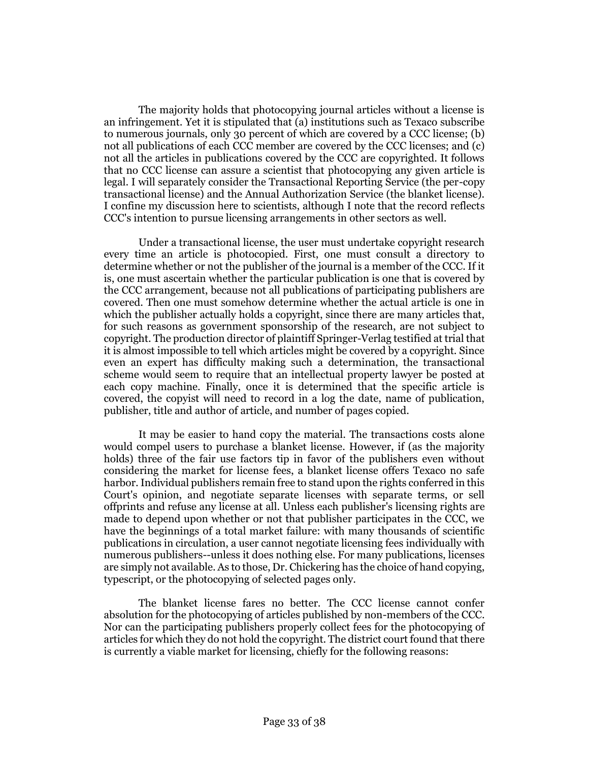The majority holds that photocopying journal articles without a license is an infringement. Yet it is stipulated that (a) institutions such as Texaco subscribe to numerous journals, only 30 percent of which are covered by a CCC license; (b) not all publications of each CCC member are covered by the CCC licenses; and (c) not all the articles in publications covered by the CCC are copyrighted. It follows that no CCC license can assure a scientist that photocopying any given article is legal. I will separately consider the Transactional Reporting Service (the per-copy transactional license) and the Annual Authorization Service (the blanket license). I confine my discussion here to scientists, although I note that the record reflects CCC's intention to pursue licensing arrangements in other sectors as well.

Under a transactional license, the user must undertake copyright research every time an article is photocopied. First, one must consult a directory to determine whether or not the publisher of the journal is a member of the CCC. If it is, one must ascertain whether the particular publication is one that is covered by the CCC arrangement, because not all publications of participating publishers are covered. Then one must somehow determine whether the actual article is one in which the publisher actually holds a copyright, since there are many articles that, for such reasons as government sponsorship of the research, are not subject to copyright. The production director of plaintiff Springer-Verlag testified at trial that it is almost impossible to tell which articles might be covered by a copyright. Since even an expert has difficulty making such a determination, the transactional scheme would seem to require that an intellectual property lawyer be posted at each copy machine. Finally, once it is determined that the specific article is covered, the copyist will need to record in a log the date, name of publication, publisher, title and author of article, and number of pages copied.

It may be easier to hand copy the material. The transactions costs alone would compel users to purchase a blanket license. However, if (as the majority holds) three of the fair use factors tip in favor of the publishers even without considering the market for license fees, a blanket license offers Texaco no safe harbor. Individual publishers remain free to stand upon the rights conferred in this Court's opinion, and negotiate separate licenses with separate terms, or sell offprints and refuse any license at all. Unless each publisher's licensing rights are made to depend upon whether or not that publisher participates in the CCC, we have the beginnings of a total market failure: with many thousands of scientific publications in circulation, a user cannot negotiate licensing fees individually with numerous publishers--unless it does nothing else. For many publications, licenses are simply not available. As to those, Dr. Chickering has the choice of hand copying, typescript, or the photocopying of selected pages only.

The blanket license fares no better. The CCC license cannot confer absolution for the photocopying of articles published by non-members of the CCC. Nor can the participating publishers properly collect fees for the photocopying of articles for which they do not hold the copyright. The district court found that there is currently a viable market for licensing, chiefly for the following reasons: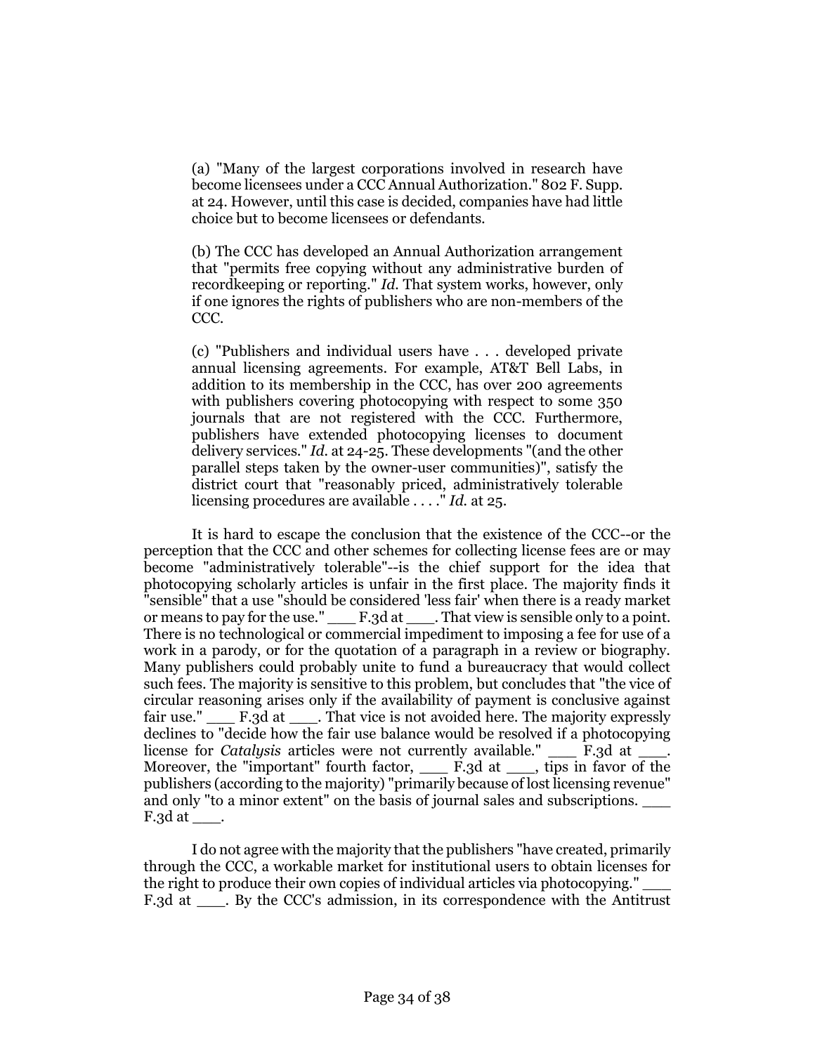> (a) "Many of the largest corporations involved in research have become licensees under a CCC Annual Authorization." 802 F. Supp. at 24. However, until this case is decided, companies have had little choice but to become licensees or defendants.
>
> (b) The CCC has developed an Annual Authorization arrangement that "permits free copying without any administrative burden of recordkeeping or reporting." *Id.* That system works, however, only if one ignores the rights of publishers who are non-members of the CCC.
>
> (c) "Publishers and individual users have . . . developed private annual licensing agreements. For example, AT&T Bell Labs, in addition to its membership in the CCC, has over 200 agreements with publishers covering photocopying with respect to some 350 journals that are not registered with the CCC. Furthermore, publishers have extended photocopying licenses to document delivery services." *Id.* at 24-25. These developments "(and the other parallel steps taken by the owner-user communities)", satisfy the district court that "reasonably priced, administratively tolerable licensing procedures are available . . . ." *Id.* at 25.

It is hard to escape the conclusion that the existence of the CCC--or the perception that the CCC and other schemes for collecting license fees are or may become "administratively tolerable"--is the chief support for the idea that photocopying scholarly articles is unfair in the first place. The majority finds it "sensible" that a use "should be considered 'less fair' when there is a ready market or means to pay for the use." ___ F.3d at ___. That view is sensible only to a point. There is no technological or commercial impediment to imposing a fee for use of a work in a parody, or for the quotation of a paragraph in a review or biography. Many publishers could probably unite to fund a bureaucracy that would collect such fees. The majority is sensitive to this problem, but concludes that "the vice of circular reasoning arises only if the availability of payment is conclusive against fair use." ___ F.3d at ___. That vice is not avoided here. The majority expressly declines to "decide how the fair use balance would be resolved if a photocopying license for *Catalysis* articles were not currently available." ___ F.3d at ___. Moreover, the "important" fourth factor, ___ F.3d at ___, tips in favor of the publishers (according to the majority) "primarily because of lost licensing revenue" and only "to a minor extent" on the basis of journal sales and subscriptions. ___ F.3d at ___.

I do not agree with the majority that the publishers "have created, primarily through the CCC, a workable market for institutional users to obtain licenses for the right to produce their own copies of individual articles via photocopying." ___ F.3d at ___. By the CCC's admission, in its correspondence with the Antitrust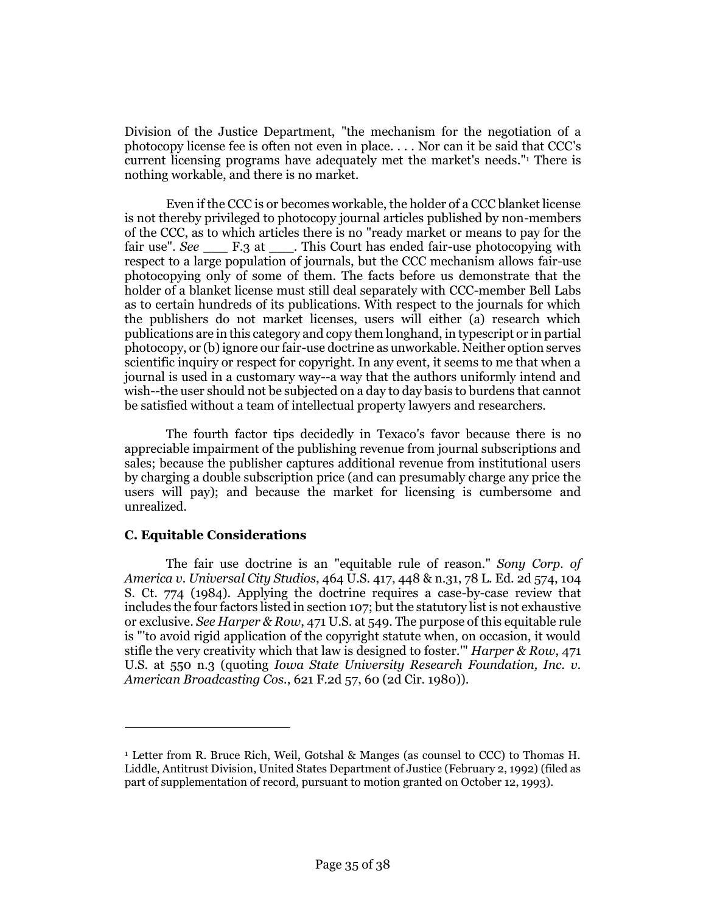Division of the Justice Department, "the mechanism for the negotiation of a photocopy license fee is often not even in place. . . . Nor can it be said that CCC's current licensing programs have adequately met the market's needs."[1] There is nothing workable, and there is no market.

Even if the CCC is or becomes workable, the holder of a CCC blanket license is not thereby privileged to photocopy journal articles published by non-members of the CCC, as to which articles there is no "ready market or means to pay for the fair use". *See* ___ F.3 at ___. This Court has ended fair-use photocopying with respect to a large population of journals, but the CCC mechanism allows fair-use photocopying only of some of them. The facts before us demonstrate that the holder of a blanket license must still deal separately with CCC-member Bell Labs as to certain hundreds of its publications. With respect to the journals for which the publishers do not market licenses, users will either (a) research which publications are in this category and copy them longhand, in typescript or in partial photocopy, or (b) ignore our fair-use doctrine as unworkable. Neither option serves scientific inquiry or respect for copyright. In any event, it seems to me that when a journal is used in a customary way--a way that the authors uniformly intend and wish--the user should not be subjected on a day to day basis to burdens that cannot be satisfied without a team of intellectual property lawyers and researchers.

The fourth factor tips decidedly in Texaco's favor because there is no appreciable impairment of the publishing revenue from journal subscriptions and sales; because the publisher captures additional revenue from institutional users by charging a double subscription price (and can presumably charge any price the users will pay); and because the market for licensing is cumbersome and unrealized.

### C. Equitable Considerations

The fair use doctrine is an "equitable rule of reason." *Sony Corp. of America v. Universal City Studios*, 464 U.S. 417, 448 & n.31, 78 L. Ed. 2d 574, 104 S. Ct. 774 (1984). Applying the doctrine requires a case-by-case review that includes the four factors listed in section 107; but the statutory list is not exhaustive or exclusive. *See Harper & Row*, 471 U.S. at 549. The purpose of this equitable rule is "'to avoid rigid application of the copyright statute when, on occasion, it would stifle the very creativity which that law is designed to foster.'" *Harper & Row*, 471 U.S. at 550 n.3 (quoting *Iowa State University Research Foundation, Inc. v. American Broadcasting Cos.*, 621 F.2d 57, 60 (2d Cir. 1980)).

---

[1] Letter from R. Bruce Rich, Weil, Gotshal & Manges (as counsel to CCC) to Thomas H. Liddle, Antitrust Division, United States Department of Justice (February 2, 1992) (filed as part of supplementation of record, pursuant to motion granted on October 12, 1993).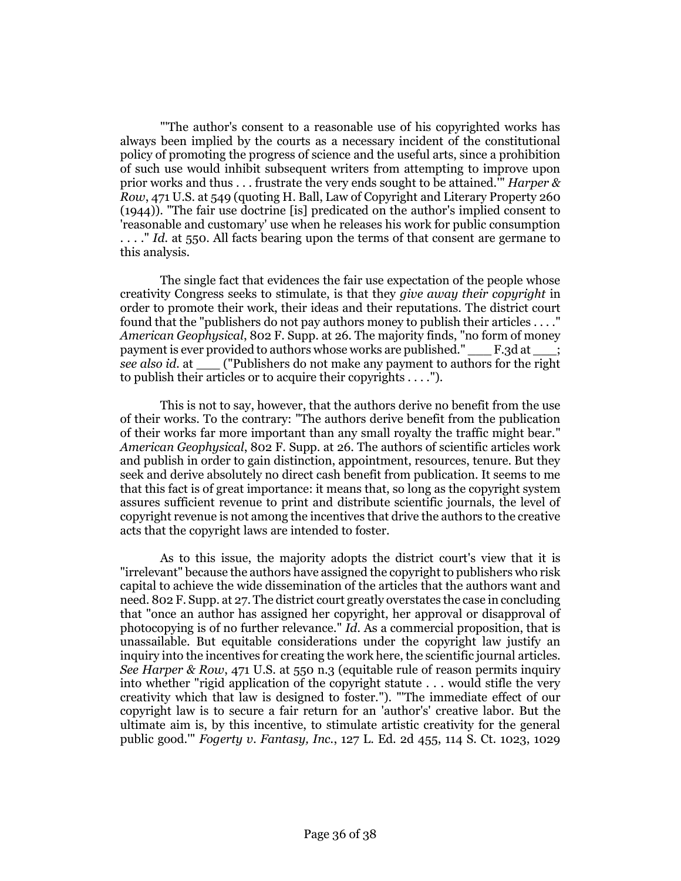"'The author's consent to a reasonable use of his copyrighted works has always been implied by the courts as a necessary incident of the constitutional policy of promoting the progress of science and the useful arts, since a prohibition of such use would inhibit subsequent writers from attempting to improve upon prior works and thus . . . frustrate the very ends sought to be attained.'" *Harper & Row*, 471 U.S. at 549 (quoting H. Ball, Law of Copyright and Literary Property 260 (1944)). "The fair use doctrine [is] predicated on the author's implied consent to 'reasonable and customary' use when he releases his work for public consumption . . . ." *Id.* at 550. All facts bearing upon the terms of that consent are germane to this analysis.

The single fact that evidences the fair use expectation of the people whose creativity Congress seeks to stimulate, is that they *give away their copyright* in order to promote their work, their ideas and their reputations. The district court found that the "publishers do not pay authors money to publish their articles . . . ." *American Geophysical*, 802 F. Supp. at 26. The majority finds, "no form of money payment is ever provided to authors whose works are published." ___ F.3d at ___; *see also id.* at ___ ("Publishers do not make any payment to authors for the right to publish their articles or to acquire their copyrights . . . .").

This is not to say, however, that the authors derive no benefit from the use of their works. To the contrary: "The authors derive benefit from the publication of their works far more important than any small royalty the traffic might bear." *American Geophysical*, 802 F. Supp. at 26. The authors of scientific articles work and publish in order to gain distinction, appointment, resources, tenure. But they seek and derive absolutely no direct cash benefit from publication. It seems to me that this fact is of great importance: it means that, so long as the copyright system assures sufficient revenue to print and distribute scientific journals, the level of copyright revenue is not among the incentives that drive the authors to the creative acts that the copyright laws are intended to foster.

As to this issue, the majority adopts the district court's view that it is "irrelevant" because the authors have assigned the copyright to publishers who risk capital to achieve the wide dissemination of the articles that the authors want and need. 802 F. Supp. at 27. The district court greatly overstates the case in concluding that "once an author has assigned her copyright, her approval or disapproval of photocopying is of no further relevance." *Id.* As a commercial proposition, that is unassailable. But equitable considerations under the copyright law justify an inquiry into the incentives for creating the work here, the scientific journal articles. *See Harper & Row*, 471 U.S. at 550 n.3 (equitable rule of reason permits inquiry into whether "rigid application of the copyright statute . . . would stifle the very creativity which that law is designed to foster."). "'The immediate effect of our copyright law is to secure a fair return for an 'author's' creative labor. But the ultimate aim is, by this incentive, to stimulate artistic creativity for the general public good.'" *Fogerty v. Fantasy, Inc.*, 127 L. Ed. 2d 455, 114 S. Ct. 1023, 1029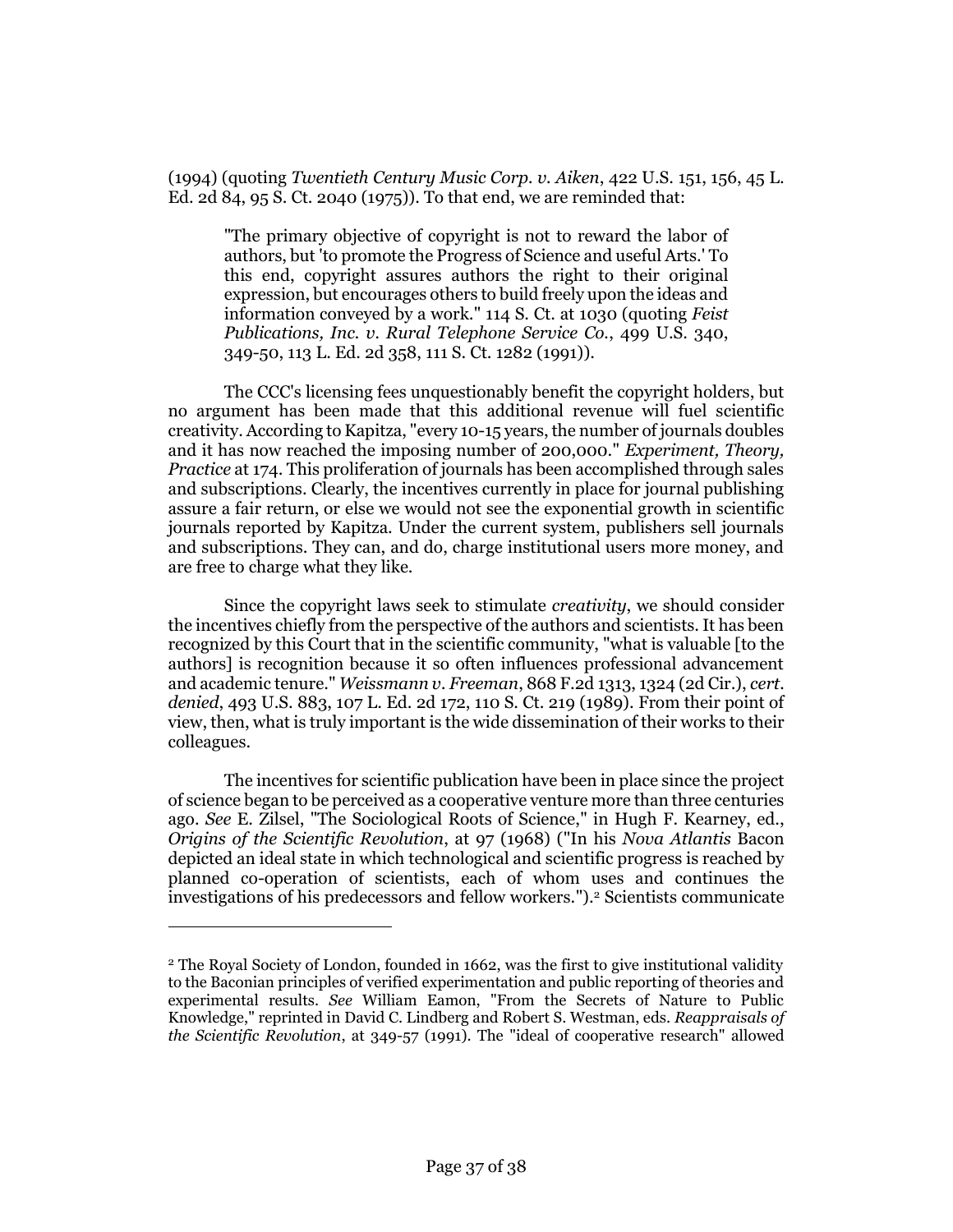(1994) (quoting *Twentieth Century Music Corp. v. Aiken*, 422 U.S. 151, 156, 45 L. Ed. 2d 84, 95 S. Ct. 2040 (1975)). To that end, we are reminded that:

> "The primary objective of copyright is not to reward the labor of authors, but 'to promote the Progress of Science and useful Arts.' To this end, copyright assures authors the right to their original expression, but encourages others to build freely upon the ideas and information conveyed by a work." 114 S. Ct. at 1030 (quoting *Feist Publications, Inc. v. Rural Telephone Service Co.*, 499 U.S. 340, 349-50, 113 L. Ed. 2d 358, 111 S. Ct. 1282 (1991)).

The CCC's licensing fees unquestionably benefit the copyright holders, but no argument has been made that this additional revenue will fuel scientific creativity. According to Kapitza, "every 10-15 years, the number of journals doubles and it has now reached the imposing number of 200,000." *Experiment, Theory, Practice* at 174. This proliferation of journals has been accomplished through sales and subscriptions. Clearly, the incentives currently in place for journal publishing assure a fair return, or else we would not see the exponential growth in scientific journals reported by Kapitza. Under the current system, publishers sell journals and subscriptions. They can, and do, charge institutional users more money, and are free to charge what they like.

Since the copyright laws seek to stimulate *creativity*, we should consider the incentives chiefly from the perspective of the authors and scientists. It has been recognized by this Court that in the scientific community, "what is valuable [to the authors] is recognition because it so often influences professional advancement and academic tenure." *Weissmann v. Freeman*, 868 F.2d 1313, 1324 (2d Cir.), *cert. denied*, 493 U.S. 883, 107 L. Ed. 2d 172, 110 S. Ct. 219 (1989). From their point of view, then, what is truly important is the wide dissemination of their works to their colleagues.

The incentives for scientific publication have been in place since the project of science began to be perceived as a cooperative venture more than three centuries ago. *See* E. Zilsel, "The Sociological Roots of Science," in Hugh F. Kearney, ed., *Origins of the Scientific Revolution*, at 97 (1968) ("In his *Nova Atlantis* Bacon depicted an ideal state in which technological and scientific progress is reached by planned co-operation of scientists, each of whom uses and continues the investigations of his predecessors and fellow workers.").[2] Scientists communicate

---

[2] The Royal Society of London, founded in 1662, was the first to give institutional validity to the Baconian principles of verified experimentation and public reporting of theories and experimental results. *See* William Eamon, "From the Secrets of Nature to Public Knowledge," reprinted in David C. Lindberg and Robert S. Westman, eds. *Reappraisals of the Scientific Revolution*, at 349-57 (1991). The "ideal of cooperative research" allowed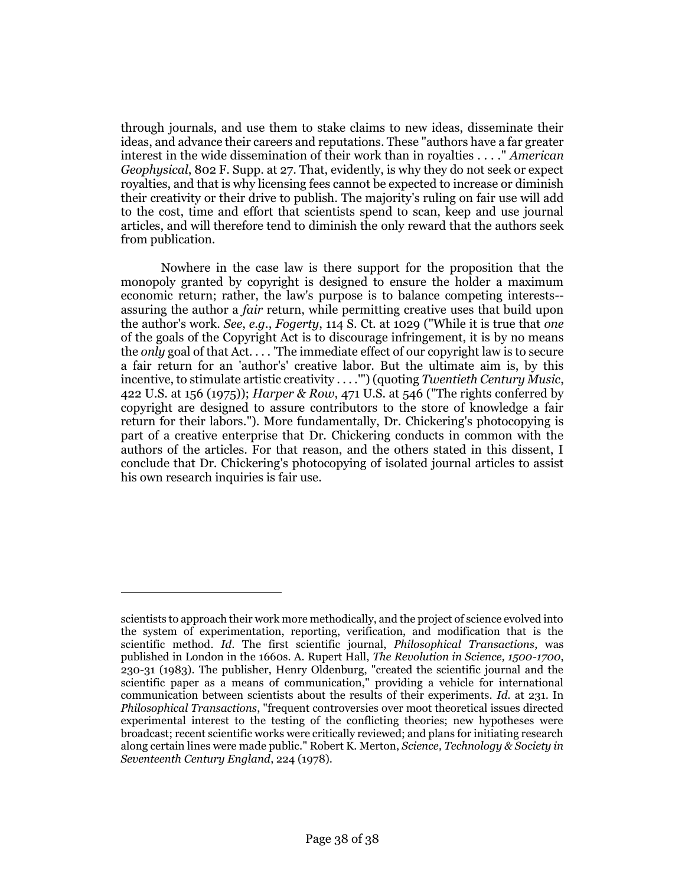through journals, and use them to stake claims to new ideas, disseminate their ideas, and advance their careers and reputations. These "authors have a far greater interest in the wide dissemination of their work than in royalties . . . ." *American Geophysical*, 802 F. Supp. at 27. That, evidently, is why they do not seek or expect royalties, and that is why licensing fees cannot be expected to increase or diminish their creativity or their drive to publish. The majority's ruling on fair use will add to the cost, time and effort that scientists spend to scan, keep and use journal articles, and will therefore tend to diminish the only reward that the authors seek from publication.

Nowhere in the case law is there support for the proposition that the monopoly granted by copyright is designed to ensure the holder a maximum economic return; rather, the law's purpose is to balance competing interests--assuring the author a *fair* return, while permitting creative uses that build upon the author's work. *See*, *e.g.*, *Fogerty*, 114 S. Ct. at 1029 ("While it is true that *one* of the goals of the Copyright Act is to discourage infringement, it is by no means the *only* goal of that Act. . . . 'The immediate effect of our copyright law is to secure a fair return for an 'author's' creative labor. But the ultimate aim is, by this incentive, to stimulate artistic creativity . . . .'") (quoting *Twentieth Century Music*, 422 U.S. at 156 (1975)); *Harper & Row*, 471 U.S. at 546 ("The rights conferred by copyright are designed to assure contributors to the store of knowledge a fair return for their labors."). More fundamentally, Dr. Chickering's photocopying is part of a creative enterprise that Dr. Chickering conducts in common with the authors of the articles. For that reason, and the others stated in this dissent, I conclude that Dr. Chickering's photocopying of isolated journal articles to assist his own research inquiries is fair use.

---

scientists to approach their work more methodically, and the project of science evolved into the system of experimentation, reporting, verification, and modification that is the scientific method. *Id.* The first scientific journal, *Philosophical Transactions*, was published in London in the 1660s. A. Rupert Hall, *The Revolution in Science, 1500-1700*, 230-31 (1983). The publisher, Henry Oldenburg, "created the scientific journal and the scientific paper as a means of communication," providing a vehicle for international communication between scientists about the results of their experiments. *Id.* at 231. In *Philosophical Transactions*, "frequent controversies over moot theoretical issues directed experimental interest to the testing of the conflicting theories; new hypotheses were broadcast; recent scientific works were critically reviewed; and plans for initiating research along certain lines were made public." Robert K. Merton, *Science, Technology & Society in Seventeenth Century England*, 224 (1978).